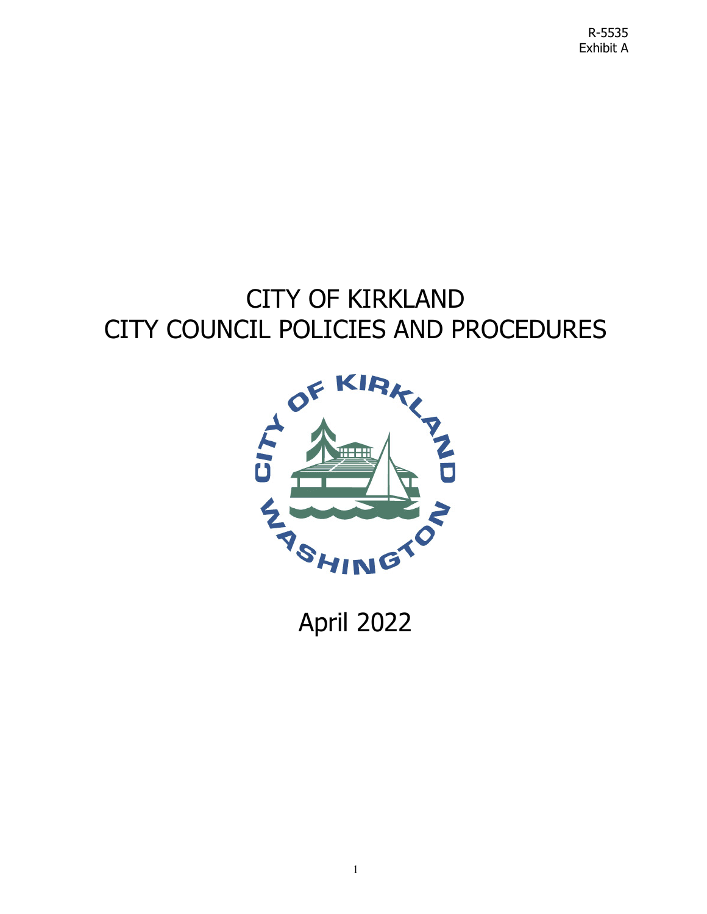R-5535
Exhibit A

# CITY OF KIRKLAND
# CITY COUNCIL POLICIES AND PROCEDURES

April 2022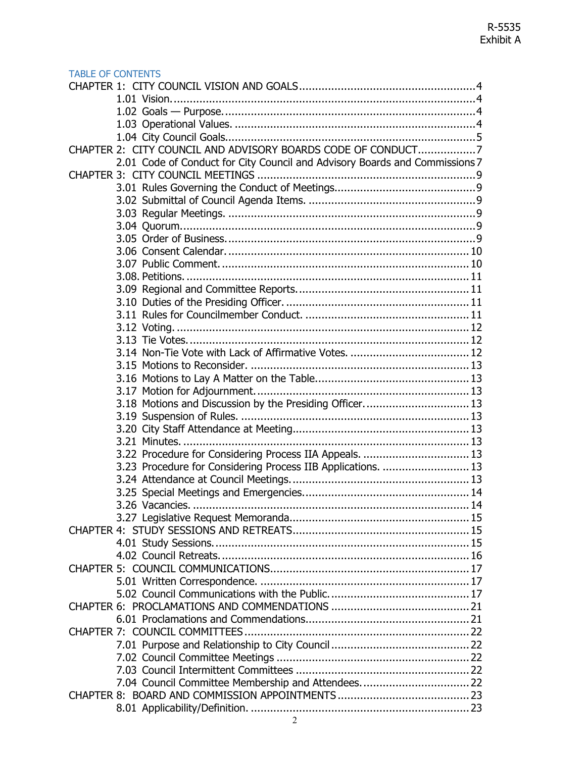R-5535
Exhibit A

TABLE OF CONTENTS

CHAPTER 1: CITY COUNCIL VISION AND GOALS ........................................................ 4
- 1.01 Vision. ........................................................................................ 4
- 1.02 Goals — Purpose. .......................................................................... 4
- 1.03 Operational Values. ........................................................................ 4
- 1.04 City Council Goals. ........................................................................ 5

CHAPTER 2: CITY COUNCIL AND ADVISORY BOARDS CODE OF CONDUCT .................. 7
- 2.01 Code of Conduct for City Council and Advisory Boards and Commissions 7

CHAPTER 3: CITY COUNCIL MEETINGS ...................................................................... 9
- 3.01 Rules Governing the Conduct of Meetings. ........................................... 9
- 3.02 Submittal of Council Agenda Items. .................................................... 9
- 3.03 Regular Meetings. ............................................................................ 9
- 3.04 Quorum. ....................................................................................... 9
- 3.05 Order of Business. ........................................................................... 9
- 3.06 Consent Calendar. ......................................................................... 10
- 3.07 Public Comment. ........................................................................... 10
- 3.08. Petitions. ..................................................................................... 11
- 3.09 Regional and Committee Reports. ...................................................... 11
- 3.10 Duties of the Presiding Officer. .......................................................... 11
- 3.11 Rules for Councilmember Conduct. .................................................... 11
- 3.12 Voting. ........................................................................................ 12
- 3.13 Tie Votes. .................................................................................... 12
- 3.14 Non-Tie Vote with Lack of Affirmative Votes. ...................................... 12
- 3.15 Motions to Reconsider. ................................................................... 13
- 3.16 Motions to Lay A Matter on the Table. ............................................... 13
- 3.17 Motion for Adjournment. ................................................................. 13
- 3.18 Motions and Discussion by the Presiding Officer. ................................. 13
- 3.19 Suspension of Rules. ...................................................................... 13
- 3.20 City Staff Attendance at Meeting. ..................................................... 13
- 3.21 Minutes. ...................................................................................... 13
- 3.22 Procedure for Considering Process IIA Appeals. .................................. 13
- 3.23 Procedure for Considering Process IIB Applications. ............................ 13
- 3.24 Attendance at Council Meetings. ...................................................... 13
- 3.25 Special Meetings and Emergencies. ................................................... 14
- 3.26 Vacancies. ................................................................................... 14
- 3.27 Legislative Request Memoranda. ...................................................... 15

CHAPTER 4: STUDY SESSIONS AND RETREATS ....................................................... 15
- 4.01 Study Sessions. ............................................................................. 15
- 4.02 Council Retreats. ........................................................................... 16

CHAPTER 5: COUNCIL COMMUNICATIONS ............................................................. 17
- 5.01 Written Correspondence. ................................................................ 17
- 5.02 Council Communications with the Public. ........................................... 17

CHAPTER 6: PROCLAMATIONS AND COMMENDATIONS ........................................... 21
- 6.01 Proclamations and Commendations. .................................................. 21

CHAPTER 7: COUNCIL COMMITTEES ..................................................................... 22
- 7.01 Purpose and Relationship to City Council ........................................... 22
- 7.02 Council Committee Meetings ............................................................ 22
- 7.03 Council Intermittent Committees ....................................................... 22
- 7.04 Council Committee Membership and Attendees. ................................... 22

CHAPTER 8: BOARD AND COMMISSION APPOINTMENTS ......................................... 23
- 8.01 Applicability/Definition. ................................................................... 23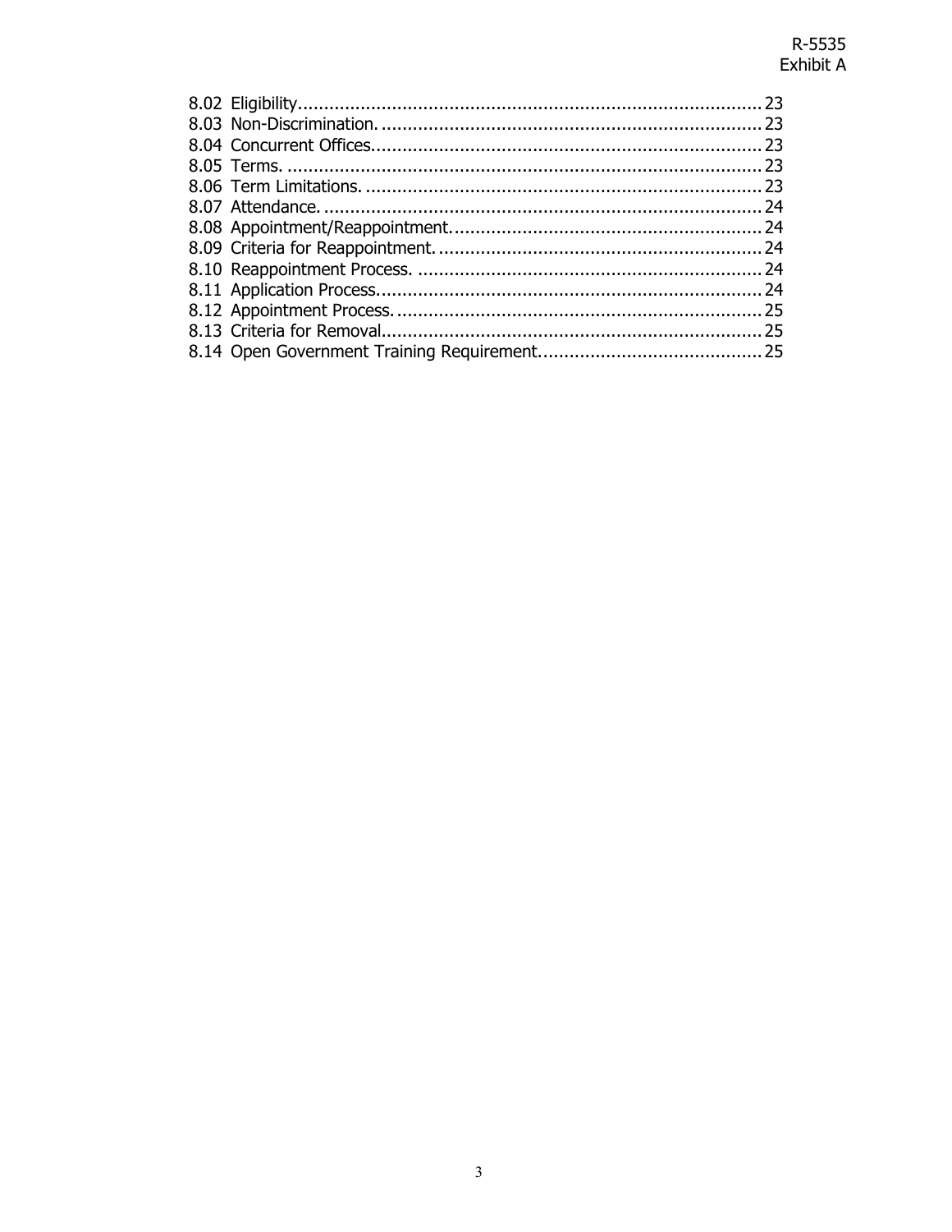8.02 Eligibility........................................................................................ 23
8.03 Non-Discrimination. ........................................................................ 23
8.04 Concurrent Offices.......................................................................... 23
8.05 Terms. ........................................................................................... 23
8.06 Term Limitations. ............................................................................ 23
8.07 Attendance. .................................................................................... 24
8.08 Appointment/Reappointment. ........................................................... 24
8.09 Criteria for Reappointment. .............................................................. 24
8.10 Reappointment Process. .................................................................. 24
8.11 Application Process.......................................................................... 24
8.12 Appointment Process. ...................................................................... 25
8.13 Criteria for Removal......................................................................... 25
8.14 Open Government Training Requirement........................................... 25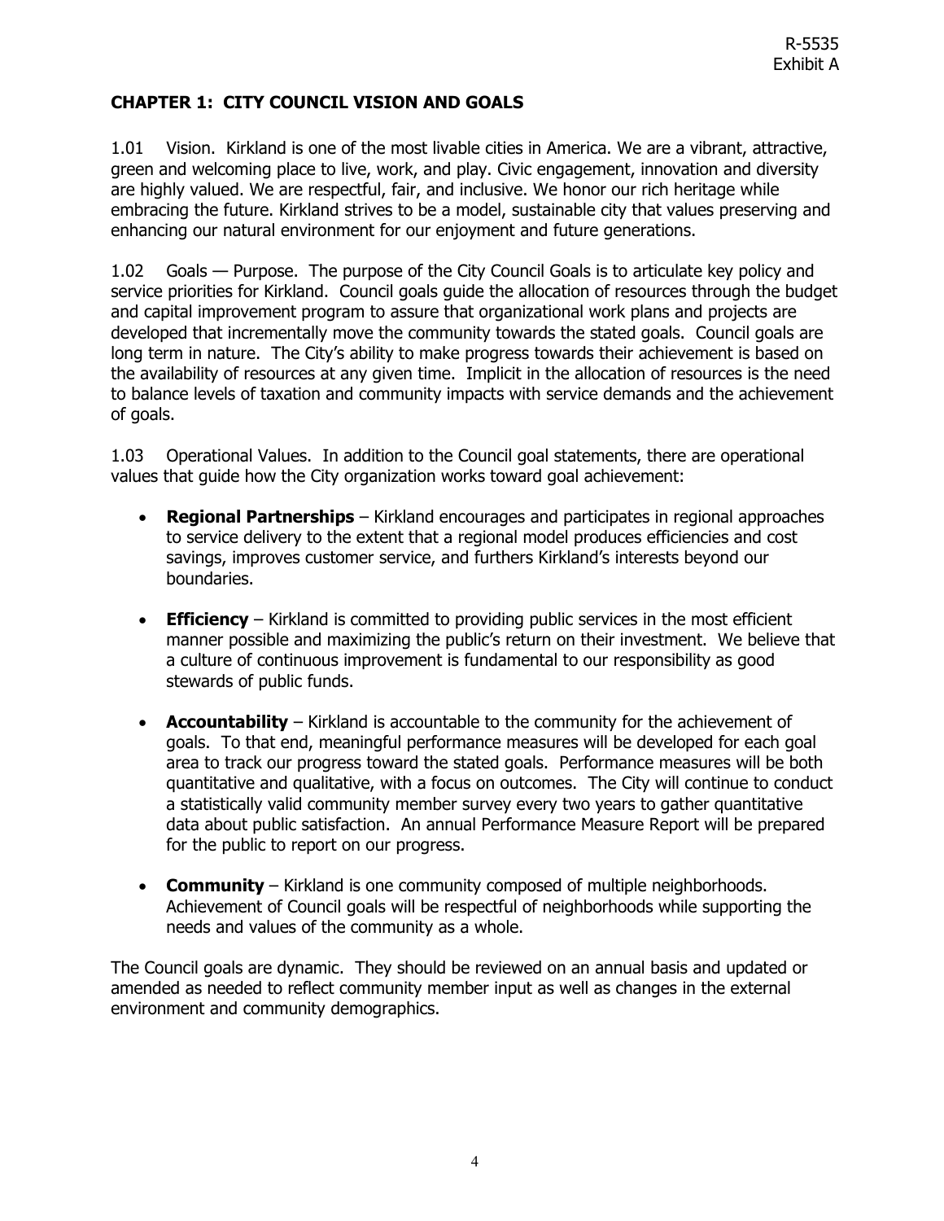R-5535
Exhibit A

## CHAPTER 1: CITY COUNCIL VISION AND GOALS

1.01 Vision. Kirkland is one of the most livable cities in America. We are a vibrant, attractive, green and welcoming place to live, work, and play. Civic engagement, innovation and diversity are highly valued. We are respectful, fair, and inclusive. We honor our rich heritage while embracing the future. Kirkland strives to be a model, sustainable city that values preserving and enhancing our natural environment for our enjoyment and future generations.

1.02 Goals — Purpose. The purpose of the City Council Goals is to articulate key policy and service priorities for Kirkland. Council goals guide the allocation of resources through the budget and capital improvement program to assure that organizational work plans and projects are developed that incrementally move the community towards the stated goals. Council goals are long term in nature. The City's ability to make progress towards their achievement is based on the availability of resources at any given time. Implicit in the allocation of resources is the need to balance levels of taxation and community impacts with service demands and the achievement of goals.

1.03 Operational Values. In addition to the Council goal statements, there are operational values that guide how the City organization works toward goal achievement:

- **Regional Partnerships** – Kirkland encourages and participates in regional approaches to service delivery to the extent that a regional model produces efficiencies and cost savings, improves customer service, and furthers Kirkland's interests beyond our boundaries.

- **Efficiency** – Kirkland is committed to providing public services in the most efficient manner possible and maximizing the public's return on their investment. We believe that a culture of continuous improvement is fundamental to our responsibility as good stewards of public funds.

- **Accountability** – Kirkland is accountable to the community for the achievement of goals. To that end, meaningful performance measures will be developed for each goal area to track our progress toward the stated goals. Performance measures will be both quantitative and qualitative, with a focus on outcomes. The City will continue to conduct a statistically valid community member survey every two years to gather quantitative data about public satisfaction. An annual Performance Measure Report will be prepared for the public to report on our progress.

- **Community** – Kirkland is one community composed of multiple neighborhoods. Achievement of Council goals will be respectful of neighborhoods while supporting the needs and values of the community as a whole.

The Council goals are dynamic. They should be reviewed on an annual basis and updated or amended as needed to reflect community member input as well as changes in the external environment and community demographics.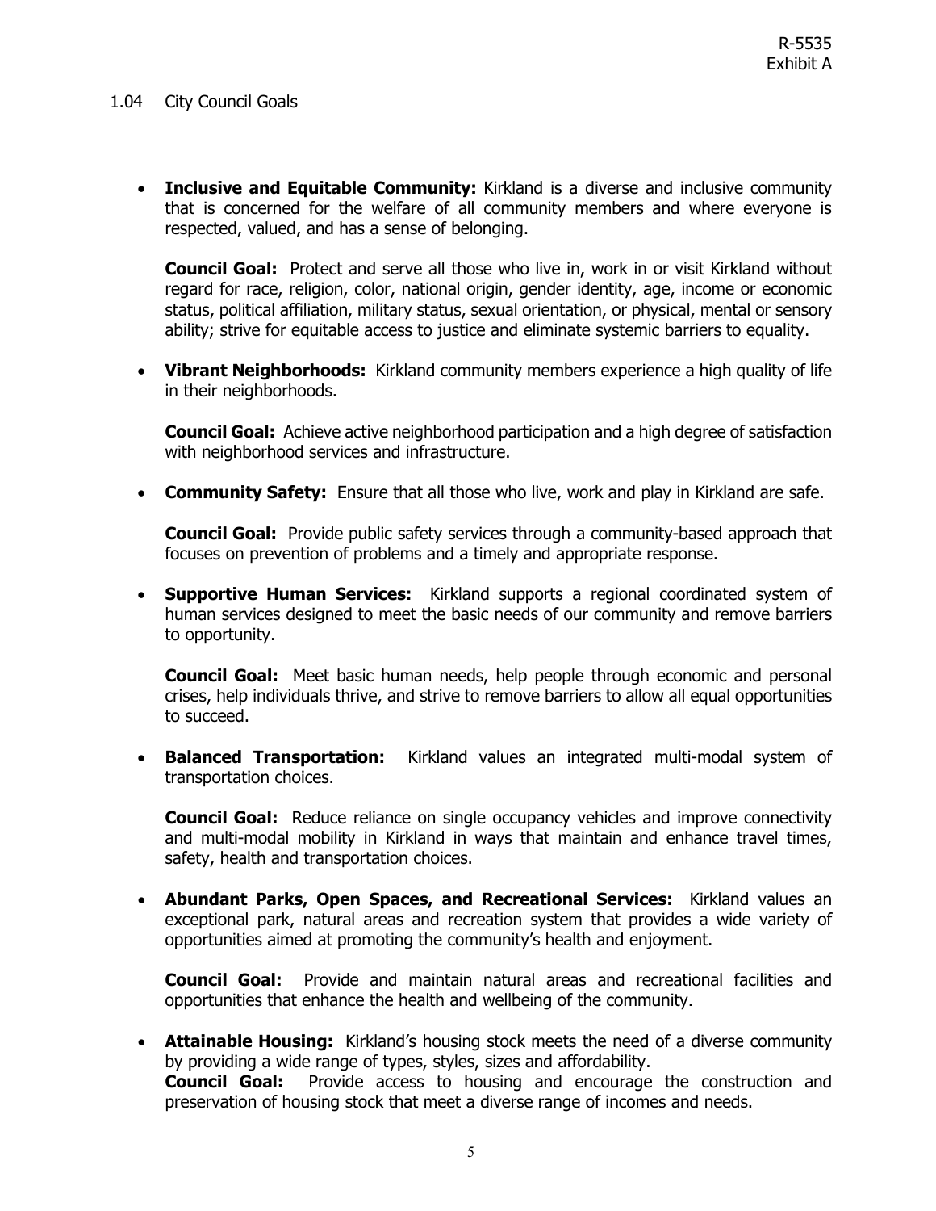R-5535
Exhibit A

## 1.04 City Council Goals

- **Inclusive and Equitable Community:** Kirkland is a diverse and inclusive community that is concerned for the welfare of all community members and where everyone is respected, valued, and has a sense of belonging.

  **Council Goal:** Protect and serve all those who live in, work in or visit Kirkland without regard for race, religion, color, national origin, gender identity, age, income or economic status, political affiliation, military status, sexual orientation, or physical, mental or sensory ability; strive for equitable access to justice and eliminate systemic barriers to equality.

- **Vibrant Neighborhoods:** Kirkland community members experience a high quality of life in their neighborhoods.

  **Council Goal:** Achieve active neighborhood participation and a high degree of satisfaction with neighborhood services and infrastructure.

- **Community Safety:** Ensure that all those who live, work and play in Kirkland are safe.

  **Council Goal:** Provide public safety services through a community-based approach that focuses on prevention of problems and a timely and appropriate response.

- **Supportive Human Services:** Kirkland supports a regional coordinated system of human services designed to meet the basic needs of our community and remove barriers to opportunity.

  **Council Goal:** Meet basic human needs, help people through economic and personal crises, help individuals thrive, and strive to remove barriers to allow all equal opportunities to succeed.

- **Balanced Transportation:** Kirkland values an integrated multi-modal system of transportation choices.

  **Council Goal:** Reduce reliance on single occupancy vehicles and improve connectivity and multi-modal mobility in Kirkland in ways that maintain and enhance travel times, safety, health and transportation choices.

- **Abundant Parks, Open Spaces, and Recreational Services:** Kirkland values an exceptional park, natural areas and recreation system that provides a wide variety of opportunities aimed at promoting the community's health and enjoyment.

  **Council Goal:** Provide and maintain natural areas and recreational facilities and opportunities that enhance the health and wellbeing of the community.

- **Attainable Housing:** Kirkland's housing stock meets the need of a diverse community by providing a wide range of types, styles, sizes and affordability.
  **Council Goal:** Provide access to housing and encourage the construction and preservation of housing stock that meet a diverse range of incomes and needs.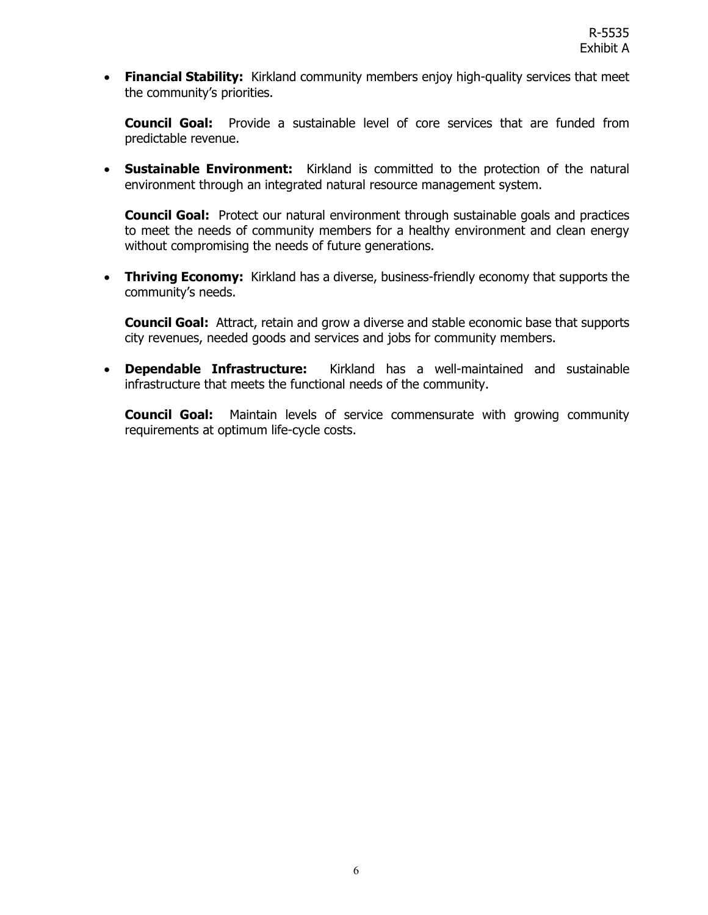- **Financial Stability:** Kirkland community members enjoy high-quality services that meet the community's priorities.

  **Council Goal:** Provide a sustainable level of core services that are funded from predictable revenue.

- **Sustainable Environment:** Kirkland is committed to the protection of the natural environment through an integrated natural resource management system.

  **Council Goal:** Protect our natural environment through sustainable goals and practices to meet the needs of community members for a healthy environment and clean energy without compromising the needs of future generations.

- **Thriving Economy:** Kirkland has a diverse, business-friendly economy that supports the community's needs.

  **Council Goal:** Attract, retain and grow a diverse and stable economic base that supports city revenues, needed goods and services and jobs for community members.

- **Dependable Infrastructure:** Kirkland has a well-maintained and sustainable infrastructure that meets the functional needs of the community.

  **Council Goal:** Maintain levels of service commensurate with growing community requirements at optimum life-cycle costs.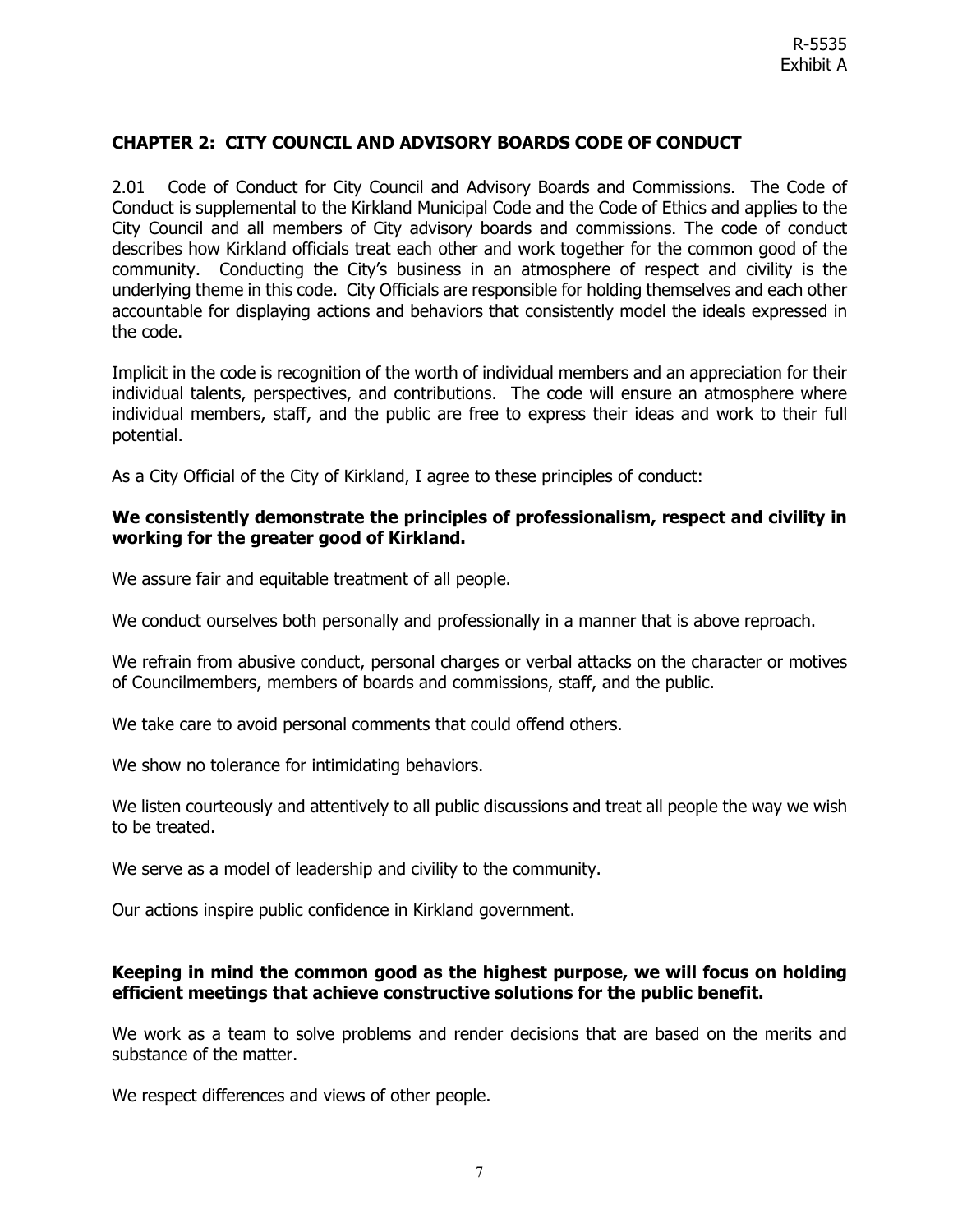R-5535
Exhibit A

## CHAPTER 2: CITY COUNCIL AND ADVISORY BOARDS CODE OF CONDUCT

2.01 Code of Conduct for City Council and Advisory Boards and Commissions. The Code of Conduct is supplemental to the Kirkland Municipal Code and the Code of Ethics and applies to the City Council and all members of City advisory boards and commissions. The code of conduct describes how Kirkland officials treat each other and work together for the common good of the community. Conducting the City's business in an atmosphere of respect and civility is the underlying theme in this code. City Officials are responsible for holding themselves and each other accountable for displaying actions and behaviors that consistently model the ideals expressed in the code.

Implicit in the code is recognition of the worth of individual members and an appreciation for their individual talents, perspectives, and contributions. The code will ensure an atmosphere where individual members, staff, and the public are free to express their ideas and work to their full potential.

As a City Official of the City of Kirkland, I agree to these principles of conduct:

**We consistently demonstrate the principles of professionalism, respect and civility in working for the greater good of Kirkland.**

We assure fair and equitable treatment of all people.

We conduct ourselves both personally and professionally in a manner that is above reproach.

We refrain from abusive conduct, personal charges or verbal attacks on the character or motives of Councilmembers, members of boards and commissions, staff, and the public.

We take care to avoid personal comments that could offend others.

We show no tolerance for intimidating behaviors.

We listen courteously and attentively to all public discussions and treat all people the way we wish to be treated.

We serve as a model of leadership and civility to the community.

Our actions inspire public confidence in Kirkland government.

**Keeping in mind the common good as the highest purpose, we will focus on holding efficient meetings that achieve constructive solutions for the public benefit.**

We work as a team to solve problems and render decisions that are based on the merits and substance of the matter.

We respect differences and views of other people.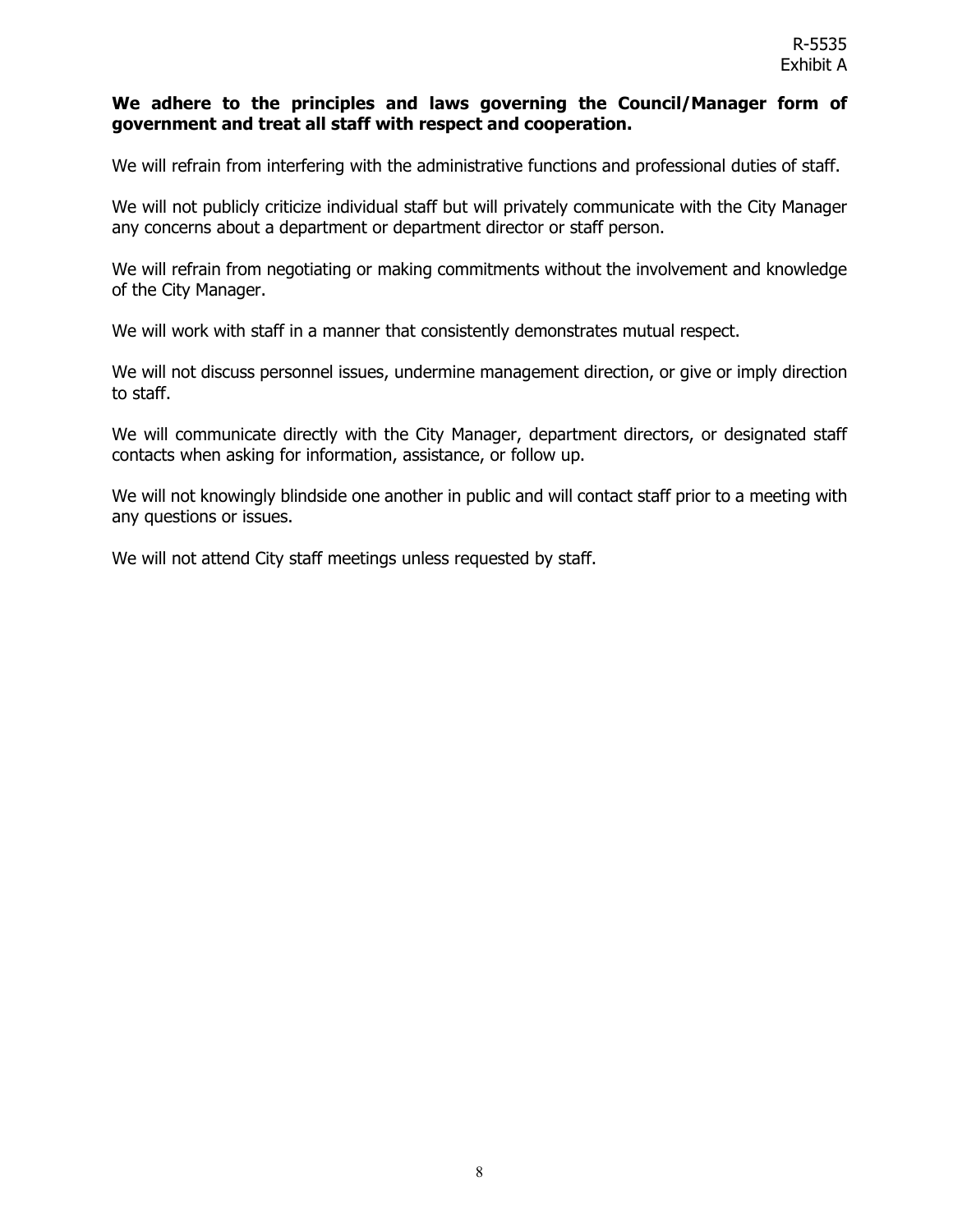**We adhere to the principles and laws governing the Council/Manager form of government and treat all staff with respect and cooperation.**

We will refrain from interfering with the administrative functions and professional duties of staff.

We will not publicly criticize individual staff but will privately communicate with the City Manager any concerns about a department or department director or staff person.

We will refrain from negotiating or making commitments without the involvement and knowledge of the City Manager.

We will work with staff in a manner that consistently demonstrates mutual respect.

We will not discuss personnel issues, undermine management direction, or give or imply direction to staff.

We will communicate directly with the City Manager, department directors, or designated staff contacts when asking for information, assistance, or follow up.

We will not knowingly blindside one another in public and will contact staff prior to a meeting with any questions or issues.

We will not attend City staff meetings unless requested by staff.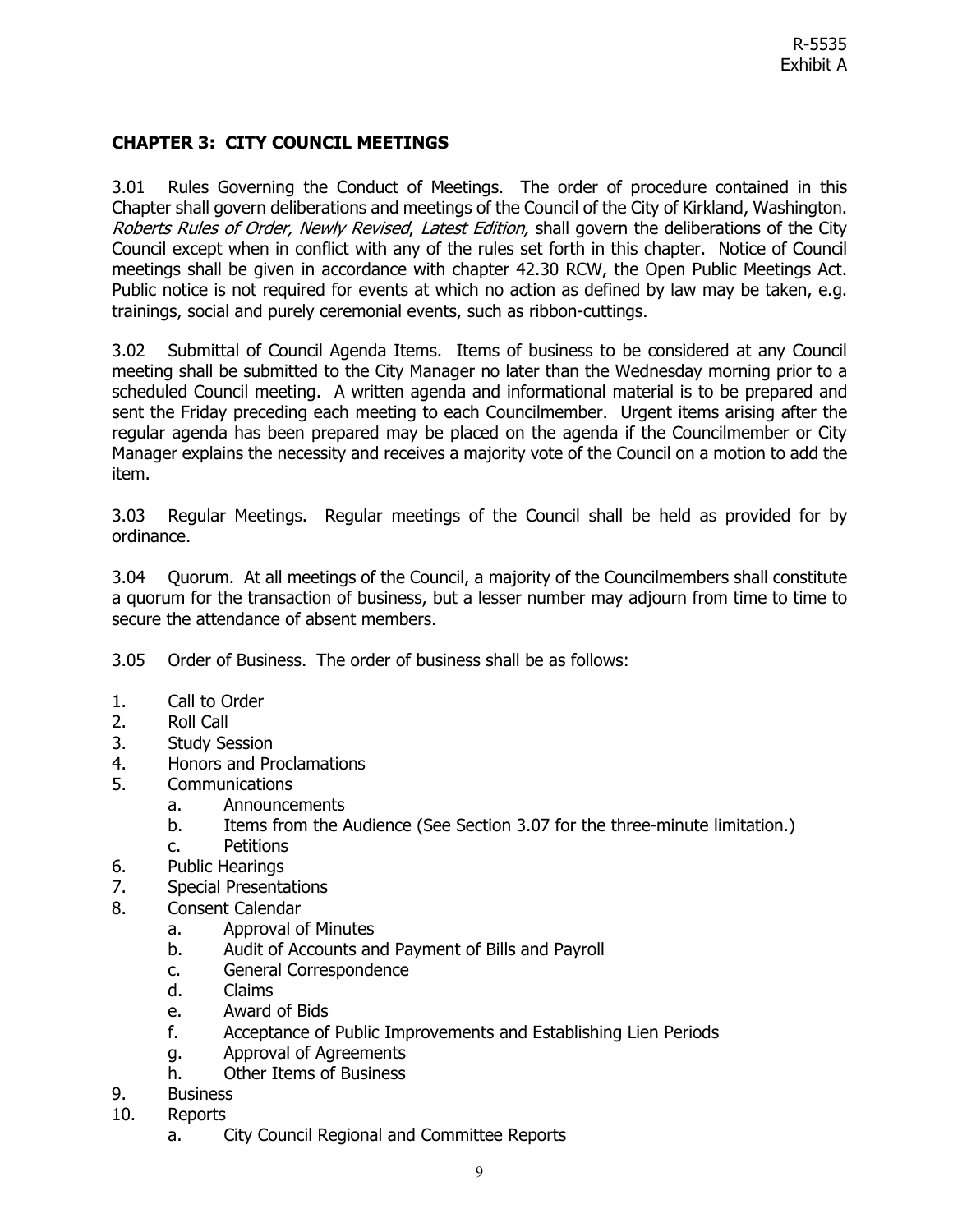R-5535
Exhibit A

## CHAPTER 3: CITY COUNCIL MEETINGS

3.01 Rules Governing the Conduct of Meetings. The order of procedure contained in this Chapter shall govern deliberations and meetings of the Council of the City of Kirkland, Washington. *Roberts Rules of Order, Newly Revised*, *Latest Edition,* shall govern the deliberations of the City Council except when in conflict with any of the rules set forth in this chapter. Notice of Council meetings shall be given in accordance with chapter 42.30 RCW, the Open Public Meetings Act. Public notice is not required for events at which no action as defined by law may be taken, e.g. trainings, social and purely ceremonial events, such as ribbon-cuttings.

3.02 Submittal of Council Agenda Items. Items of business to be considered at any Council meeting shall be submitted to the City Manager no later than the Wednesday morning prior to a scheduled Council meeting. A written agenda and informational material is to be prepared and sent the Friday preceding each meeting to each Councilmember. Urgent items arising after the regular agenda has been prepared may be placed on the agenda if the Councilmember or City Manager explains the necessity and receives a majority vote of the Council on a motion to add the item.

3.03 Regular Meetings. Regular meetings of the Council shall be held as provided for by ordinance.

3.04 Quorum. At all meetings of the Council, a majority of the Councilmembers shall constitute a quorum for the transaction of business, but a lesser number may adjourn from time to time to secure the attendance of absent members.

3.05 Order of Business. The order of business shall be as follows:

1. Call to Order
2. Roll Call
3. Study Session
4. Honors and Proclamations
5. Communications
   a. Announcements
   b. Items from the Audience (See Section 3.07 for the three-minute limitation.)
   c. Petitions
6. Public Hearings
7. Special Presentations
8. Consent Calendar
   a. Approval of Minutes
   b. Audit of Accounts and Payment of Bills and Payroll
   c. General Correspondence
   d. Claims
   e. Award of Bids
   f. Acceptance of Public Improvements and Establishing Lien Periods
   g. Approval of Agreements
   h. Other Items of Business
9. Business
10. Reports
    a. City Council Regional and Committee Reports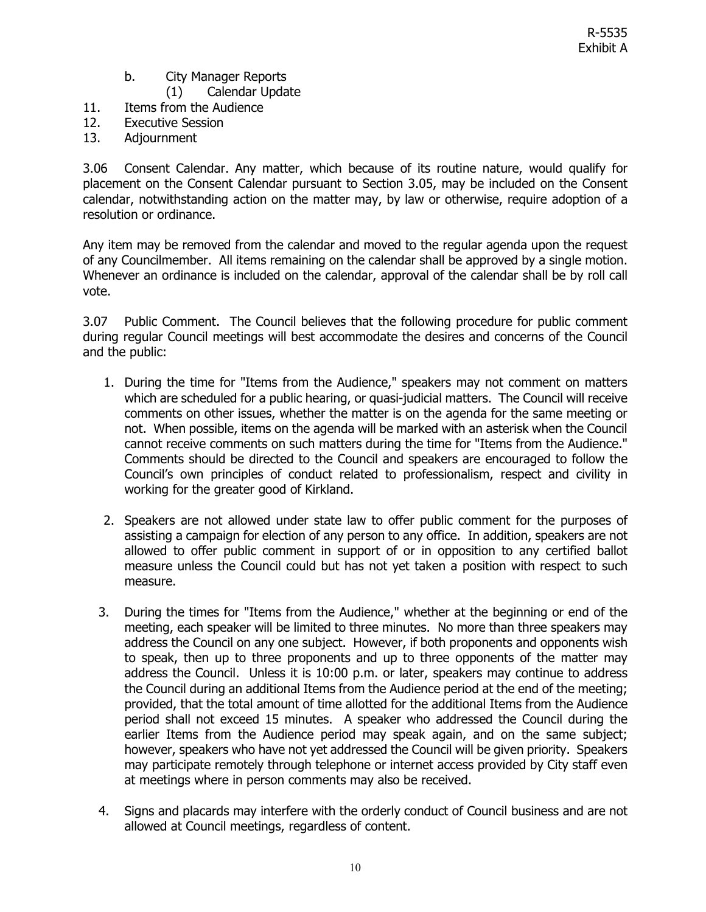b. City Manager Reports
   (1) Calendar Update

11. Items from the Audience
12. Executive Session
13. Adjournment

3.06 Consent Calendar. Any matter, which because of its routine nature, would qualify for placement on the Consent Calendar pursuant to Section 3.05, may be included on the Consent calendar, notwithstanding action on the matter may, by law or otherwise, require adoption of a resolution or ordinance.

Any item may be removed from the calendar and moved to the regular agenda upon the request of any Councilmember. All items remaining on the calendar shall be approved by a single motion. Whenever an ordinance is included on the calendar, approval of the calendar shall be by roll call vote.

3.07 Public Comment. The Council believes that the following procedure for public comment during regular Council meetings will best accommodate the desires and concerns of the Council and the public:

1. During the time for "Items from the Audience," speakers may not comment on matters which are scheduled for a public hearing, or quasi-judicial matters. The Council will receive comments on other issues, whether the matter is on the agenda for the same meeting or not. When possible, items on the agenda will be marked with an asterisk when the Council cannot receive comments on such matters during the time for "Items from the Audience." Comments should be directed to the Council and speakers are encouraged to follow the Council's own principles of conduct related to professionalism, respect and civility in working for the greater good of Kirkland.

2. Speakers are not allowed under state law to offer public comment for the purposes of assisting a campaign for election of any person to any office. In addition, speakers are not allowed to offer public comment in support of or in opposition to any certified ballot measure unless the Council could but has not yet taken a position with respect to such measure.

3. During the times for "Items from the Audience," whether at the beginning or end of the meeting, each speaker will be limited to three minutes. No more than three speakers may address the Council on any one subject. However, if both proponents and opponents wish to speak, then up to three proponents and up to three opponents of the matter may address the Council. Unless it is 10:00 p.m. or later, speakers may continue to address the Council during an additional Items from the Audience period at the end of the meeting; provided, that the total amount of time allotted for the additional Items from the Audience period shall not exceed 15 minutes. A speaker who addressed the Council during the earlier Items from the Audience period may speak again, and on the same subject; however, speakers who have not yet addressed the Council will be given priority. Speakers may participate remotely through telephone or internet access provided by City staff even at meetings where in person comments may also be received.

4. Signs and placards may interfere with the orderly conduct of Council business and are not allowed at Council meetings, regardless of content.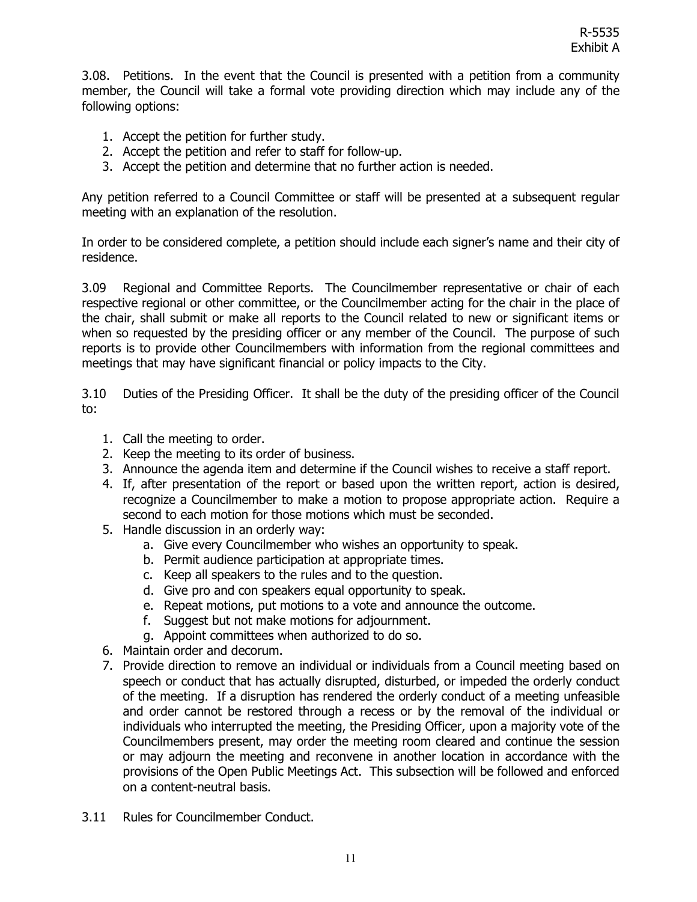3.08. Petitions. In the event that the Council is presented with a petition from a community member, the Council will take a formal vote providing direction which may include any of the following options:

1. Accept the petition for further study.
2. Accept the petition and refer to staff for follow-up.
3. Accept the petition and determine that no further action is needed.

Any petition referred to a Council Committee or staff will be presented at a subsequent regular meeting with an explanation of the resolution.

In order to be considered complete, a petition should include each signer's name and their city of residence.

3.09 Regional and Committee Reports. The Councilmember representative or chair of each respective regional or other committee, or the Councilmember acting for the chair in the place of the chair, shall submit or make all reports to the Council related to new or significant items or when so requested by the presiding officer or any member of the Council. The purpose of such reports is to provide other Councilmembers with information from the regional committees and meetings that may have significant financial or policy impacts to the City.

3.10 Duties of the Presiding Officer. It shall be the duty of the presiding officer of the Council to:

1. Call the meeting to order.
2. Keep the meeting to its order of business.
3. Announce the agenda item and determine if the Council wishes to receive a staff report.
4. If, after presentation of the report or based upon the written report, action is desired, recognize a Councilmember to make a motion to propose appropriate action. Require a second to each motion for those motions which must be seconded.
5. Handle discussion in an orderly way:
   a. Give every Councilmember who wishes an opportunity to speak.
   b. Permit audience participation at appropriate times.
   c. Keep all speakers to the rules and to the question.
   d. Give pro and con speakers equal opportunity to speak.
   e. Repeat motions, put motions to a vote and announce the outcome.
   f. Suggest but not make motions for adjournment.
   g. Appoint committees when authorized to do so.
6. Maintain order and decorum.
7. Provide direction to remove an individual or individuals from a Council meeting based on speech or conduct that has actually disrupted, disturbed, or impeded the orderly conduct of the meeting. If a disruption has rendered the orderly conduct of a meeting unfeasible and order cannot be restored through a recess or by the removal of the individual or individuals who interrupted the meeting, the Presiding Officer, upon a majority vote of the Councilmembers present, may order the meeting room cleared and continue the session or may adjourn the meeting and reconvene in another location in accordance with the provisions of the Open Public Meetings Act. This subsection will be followed and enforced on a content-neutral basis.

3.11 Rules for Councilmember Conduct.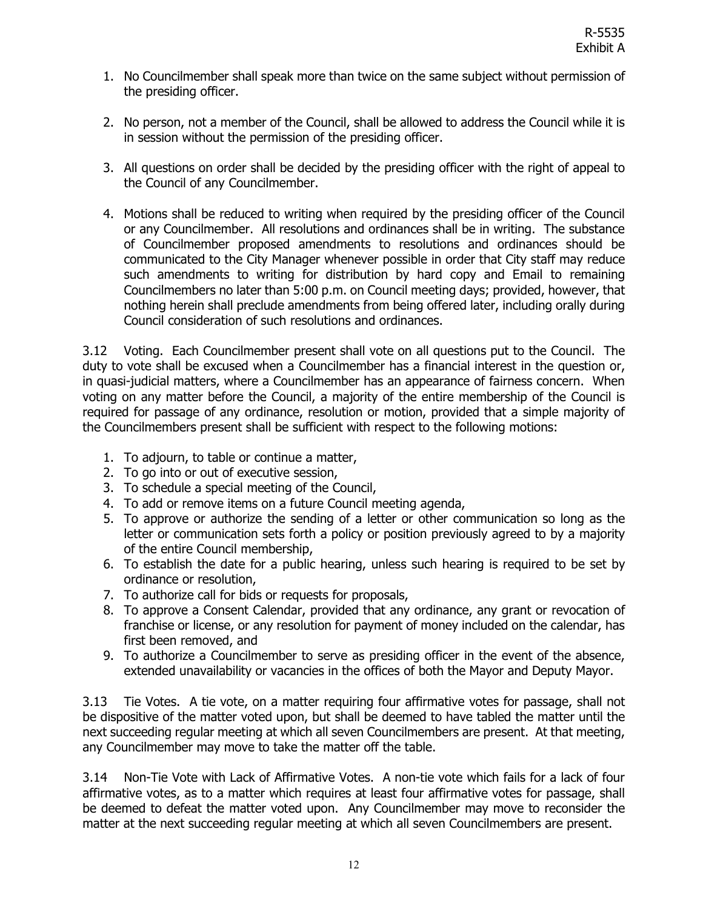1. No Councilmember shall speak more than twice on the same subject without permission of the presiding officer.

2. No person, not a member of the Council, shall be allowed to address the Council while it is in session without the permission of the presiding officer.

3. All questions on order shall be decided by the presiding officer with the right of appeal to the Council of any Councilmember.

4. Motions shall be reduced to writing when required by the presiding officer of the Council or any Councilmember. All resolutions and ordinances shall be in writing. The substance of Councilmember proposed amendments to resolutions and ordinances should be communicated to the City Manager whenever possible in order that City staff may reduce such amendments to writing for distribution by hard copy and Email to remaining Councilmembers no later than 5:00 p.m. on Council meeting days; provided, however, that nothing herein shall preclude amendments from being offered later, including orally during Council consideration of such resolutions and ordinances.

3.12 Voting. Each Councilmember present shall vote on all questions put to the Council. The duty to vote shall be excused when a Councilmember has a financial interest in the question or, in quasi-judicial matters, where a Councilmember has an appearance of fairness concern. When voting on any matter before the Council, a majority of the entire membership of the Council is required for passage of any ordinance, resolution or motion, provided that a simple majority of the Councilmembers present shall be sufficient with respect to the following motions:

1. To adjourn, to table or continue a matter,
2. To go into or out of executive session,
3. To schedule a special meeting of the Council,
4. To add or remove items on a future Council meeting agenda,
5. To approve or authorize the sending of a letter or other communication so long as the letter or communication sets forth a policy or position previously agreed to by a majority of the entire Council membership,
6. To establish the date for a public hearing, unless such hearing is required to be set by ordinance or resolution,
7. To authorize call for bids or requests for proposals,
8. To approve a Consent Calendar, provided that any ordinance, any grant or revocation of franchise or license, or any resolution for payment of money included on the calendar, has first been removed, and
9. To authorize a Councilmember to serve as presiding officer in the event of the absence, extended unavailability or vacancies in the offices of both the Mayor and Deputy Mayor.

3.13 Tie Votes. A tie vote, on a matter requiring four affirmative votes for passage, shall not be dispositive of the matter voted upon, but shall be deemed to have tabled the matter until the next succeeding regular meeting at which all seven Councilmembers are present. At that meeting, any Councilmember may move to take the matter off the table.

3.14 Non-Tie Vote with Lack of Affirmative Votes. A non-tie vote which fails for a lack of four affirmative votes, as to a matter which requires at least four affirmative votes for passage, shall be deemed to defeat the matter voted upon. Any Councilmember may move to reconsider the matter at the next succeeding regular meeting at which all seven Councilmembers are present.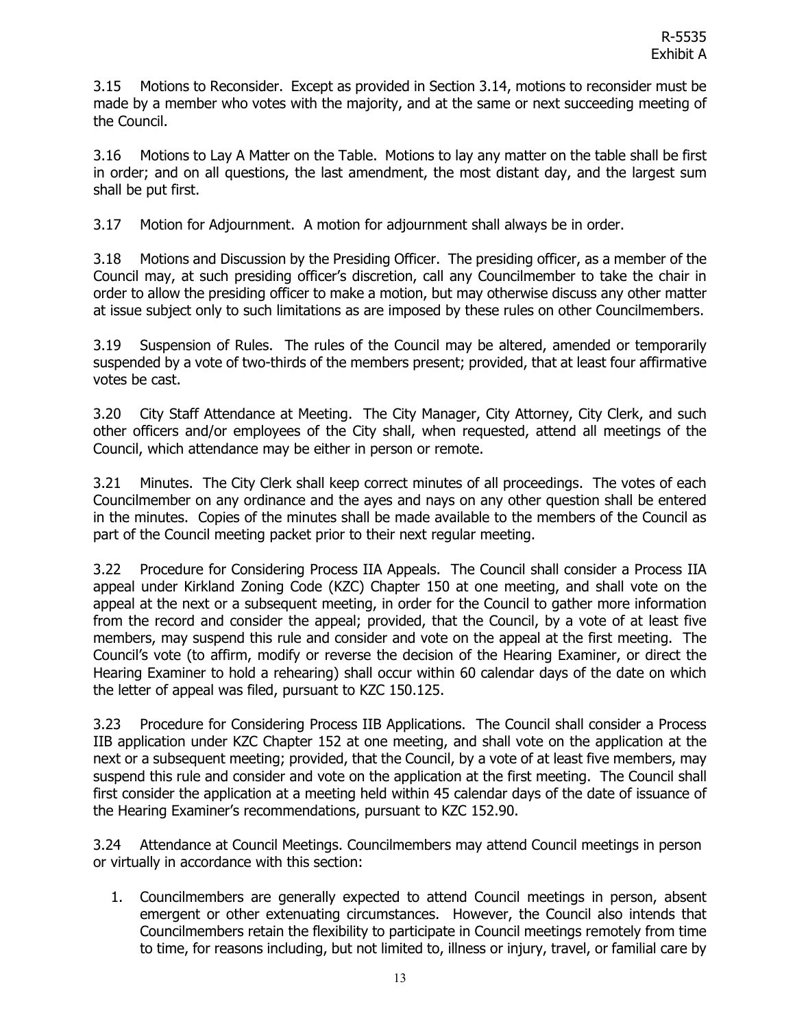3.15 Motions to Reconsider. Except as provided in Section 3.14, motions to reconsider must be made by a member who votes with the majority, and at the same or next succeeding meeting of the Council.

3.16 Motions to Lay A Matter on the Table. Motions to lay any matter on the table shall be first in order; and on all questions, the last amendment, the most distant day, and the largest sum shall be put first.

3.17 Motion for Adjournment. A motion for adjournment shall always be in order.

3.18 Motions and Discussion by the Presiding Officer. The presiding officer, as a member of the Council may, at such presiding officer's discretion, call any Councilmember to take the chair in order to allow the presiding officer to make a motion, but may otherwise discuss any other matter at issue subject only to such limitations as are imposed by these rules on other Councilmembers.

3.19 Suspension of Rules. The rules of the Council may be altered, amended or temporarily suspended by a vote of two-thirds of the members present; provided, that at least four affirmative votes be cast.

3.20 City Staff Attendance at Meeting. The City Manager, City Attorney, City Clerk, and such other officers and/or employees of the City shall, when requested, attend all meetings of the Council, which attendance may be either in person or remote.

3.21 Minutes. The City Clerk shall keep correct minutes of all proceedings. The votes of each Councilmember on any ordinance and the ayes and nays on any other question shall be entered in the minutes. Copies of the minutes shall be made available to the members of the Council as part of the Council meeting packet prior to their next regular meeting.

3.22 Procedure for Considering Process IIA Appeals. The Council shall consider a Process IIA appeal under Kirkland Zoning Code (KZC) Chapter 150 at one meeting, and shall vote on the appeal at the next or a subsequent meeting, in order for the Council to gather more information from the record and consider the appeal; provided, that the Council, by a vote of at least five members, may suspend this rule and consider and vote on the appeal at the first meeting. The Council's vote (to affirm, modify or reverse the decision of the Hearing Examiner, or direct the Hearing Examiner to hold a rehearing) shall occur within 60 calendar days of the date on which the letter of appeal was filed, pursuant to KZC 150.125.

3.23 Procedure for Considering Process IIB Applications. The Council shall consider a Process IIB application under KZC Chapter 152 at one meeting, and shall vote on the application at the next or a subsequent meeting; provided, that the Council, by a vote of at least five members, may suspend this rule and consider and vote on the application at the first meeting. The Council shall first consider the application at a meeting held within 45 calendar days of the date of issuance of the Hearing Examiner's recommendations, pursuant to KZC 152.90.

3.24 Attendance at Council Meetings. Councilmembers may attend Council meetings in person or virtually in accordance with this section:

1. Councilmembers are generally expected to attend Council meetings in person, absent emergent or other extenuating circumstances. However, the Council also intends that Councilmembers retain the flexibility to participate in Council meetings remotely from time to time, for reasons including, but not limited to, illness or injury, travel, or familial care by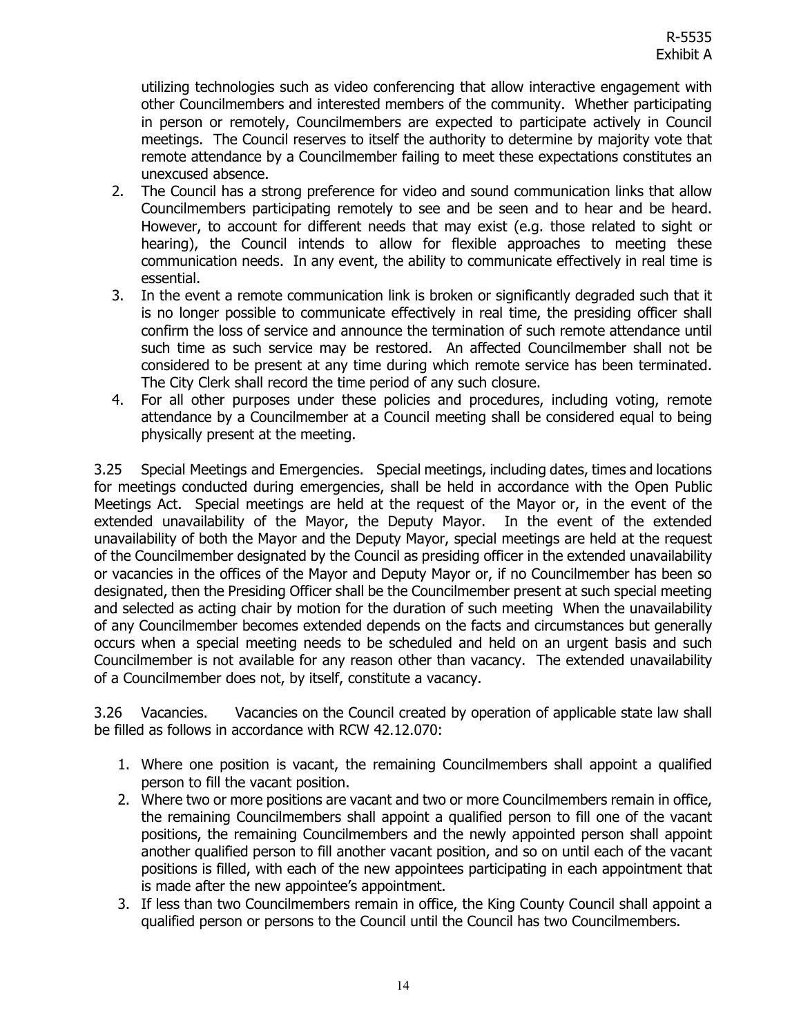utilizing technologies such as video conferencing that allow interactive engagement with other Councilmembers and interested members of the community. Whether participating in person or remotely, Councilmembers are expected to participate actively in Council meetings. The Council reserves to itself the authority to determine by majority vote that remote attendance by a Councilmember failing to meet these expectations constitutes an unexcused absence.

2. The Council has a strong preference for video and sound communication links that allow Councilmembers participating remotely to see and be seen and to hear and be heard. However, to account for different needs that may exist (e.g. those related to sight or hearing), the Council intends to allow for flexible approaches to meeting these communication needs. In any event, the ability to communicate effectively in real time is essential.
3. In the event a remote communication link is broken or significantly degraded such that it is no longer possible to communicate effectively in real time, the presiding officer shall confirm the loss of service and announce the termination of such remote attendance until such time as such service may be restored. An affected Councilmember shall not be considered to be present at any time during which remote service has been terminated. The City Clerk shall record the time period of any such closure.
4. For all other purposes under these policies and procedures, including voting, remote attendance by a Councilmember at a Council meeting shall be considered equal to being physically present at the meeting.

3.25 Special Meetings and Emergencies. Special meetings, including dates, times and locations for meetings conducted during emergencies, shall be held in accordance with the Open Public Meetings Act. Special meetings are held at the request of the Mayor or, in the event of the extended unavailability of the Mayor, the Deputy Mayor. In the event of the extended unavailability of both the Mayor and the Deputy Mayor, special meetings are held at the request of the Councilmember designated by the Council as presiding officer in the extended unavailability or vacancies in the offices of the Mayor and Deputy Mayor or, if no Councilmember has been so designated, then the Presiding Officer shall be the Councilmember present at such special meeting and selected as acting chair by motion for the duration of such meeting When the unavailability of any Councilmember becomes extended depends on the facts and circumstances but generally occurs when a special meeting needs to be scheduled and held on an urgent basis and such Councilmember is not available for any reason other than vacancy. The extended unavailability of a Councilmember does not, by itself, constitute a vacancy.

3.26 Vacancies. Vacancies on the Council created by operation of applicable state law shall be filled as follows in accordance with RCW 42.12.070:

1. Where one position is vacant, the remaining Councilmembers shall appoint a qualified person to fill the vacant position.
2. Where two or more positions are vacant and two or more Councilmembers remain in office, the remaining Councilmembers shall appoint a qualified person to fill one of the vacant positions, the remaining Councilmembers and the newly appointed person shall appoint another qualified person to fill another vacant position, and so on until each of the vacant positions is filled, with each of the new appointees participating in each appointment that is made after the new appointee's appointment.
3. If less than two Councilmembers remain in office, the King County Council shall appoint a qualified person or persons to the Council until the Council has two Councilmembers.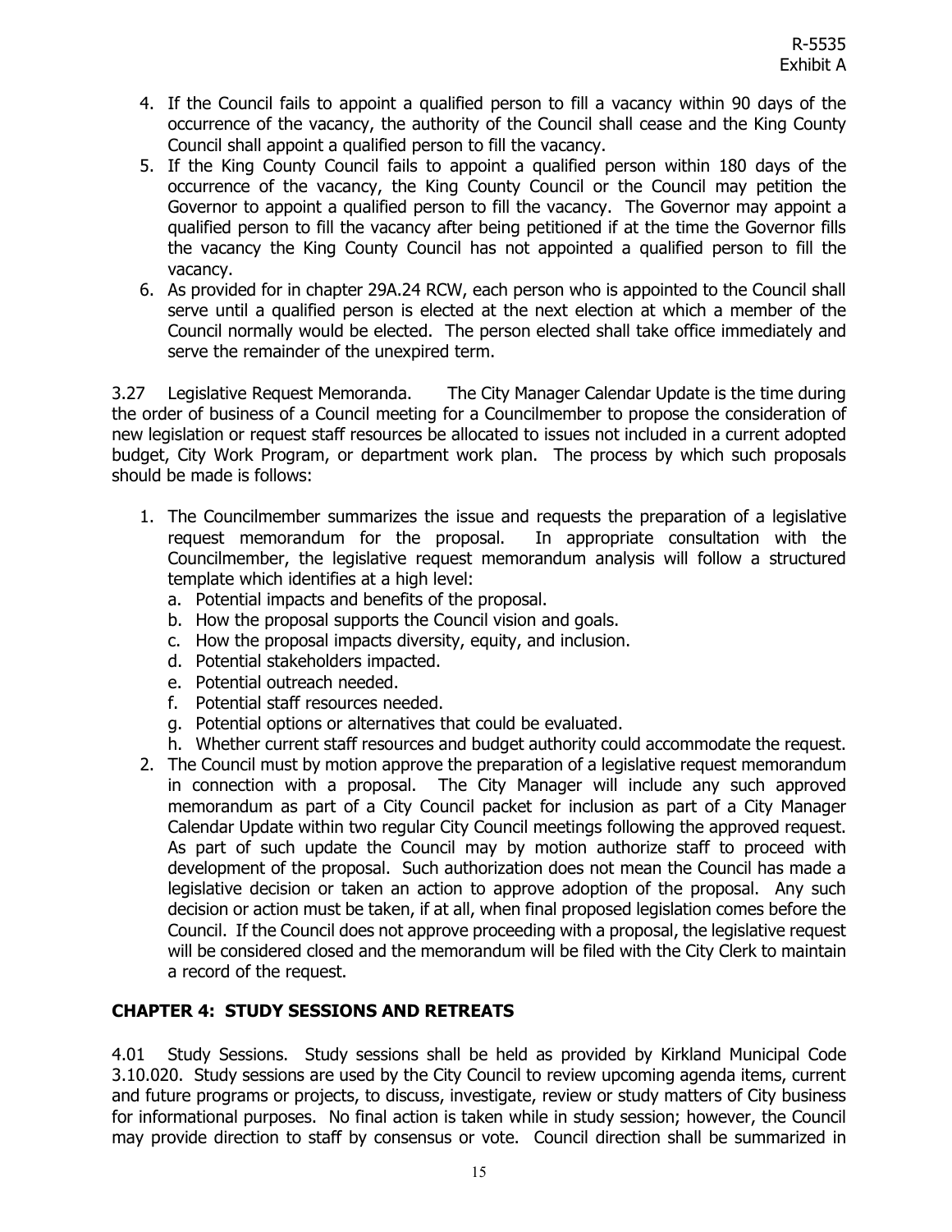4. If the Council fails to appoint a qualified person to fill a vacancy within 90 days of the occurrence of the vacancy, the authority of the Council shall cease and the King County Council shall appoint a qualified person to fill the vacancy.
5. If the King County Council fails to appoint a qualified person within 180 days of the occurrence of the vacancy, the King County Council or the Council may petition the Governor to appoint a qualified person to fill the vacancy. The Governor may appoint a qualified person to fill the vacancy after being petitioned if at the time the Governor fills the vacancy the King County Council has not appointed a qualified person to fill the vacancy.
6. As provided for in chapter 29A.24 RCW, each person who is appointed to the Council shall serve until a qualified person is elected at the next election at which a member of the Council normally would be elected. The person elected shall take office immediately and serve the remainder of the unexpired term.

3.27 Legislative Request Memoranda. The City Manager Calendar Update is the time during the order of business of a Council meeting for a Councilmember to propose the consideration of new legislation or request staff resources be allocated to issues not included in a current adopted budget, City Work Program, or department work plan. The process by which such proposals should be made is follows:

1. The Councilmember summarizes the issue and requests the preparation of a legislative request memorandum for the proposal. In appropriate consultation with the Councilmember, the legislative request memorandum analysis will follow a structured template which identifies at a high level:
   a. Potential impacts and benefits of the proposal.
   b. How the proposal supports the Council vision and goals.
   c. How the proposal impacts diversity, equity, and inclusion.
   d. Potential stakeholders impacted.
   e. Potential outreach needed.
   f. Potential staff resources needed.
   g. Potential options or alternatives that could be evaluated.
   h. Whether current staff resources and budget authority could accommodate the request.
2. The Council must by motion approve the preparation of a legislative request memorandum in connection with a proposal. The City Manager will include any such approved memorandum as part of a City Council packet for inclusion as part of a City Manager Calendar Update within two regular City Council meetings following the approved request. As part of such update the Council may by motion authorize staff to proceed with development of the proposal. Such authorization does not mean the Council has made a legislative decision or taken an action to approve adoption of the proposal. Any such decision or action must be taken, if at all, when final proposed legislation comes before the Council. If the Council does not approve proceeding with a proposal, the legislative request will be considered closed and the memorandum will be filed with the City Clerk to maintain a record of the request.

## CHAPTER 4: STUDY SESSIONS AND RETREATS

4.01 Study Sessions. Study sessions shall be held as provided by Kirkland Municipal Code 3.10.020. Study sessions are used by the City Council to review upcoming agenda items, current and future programs or projects, to discuss, investigate, review or study matters of City business for informational purposes. No final action is taken while in study session; however, the Council may provide direction to staff by consensus or vote. Council direction shall be summarized in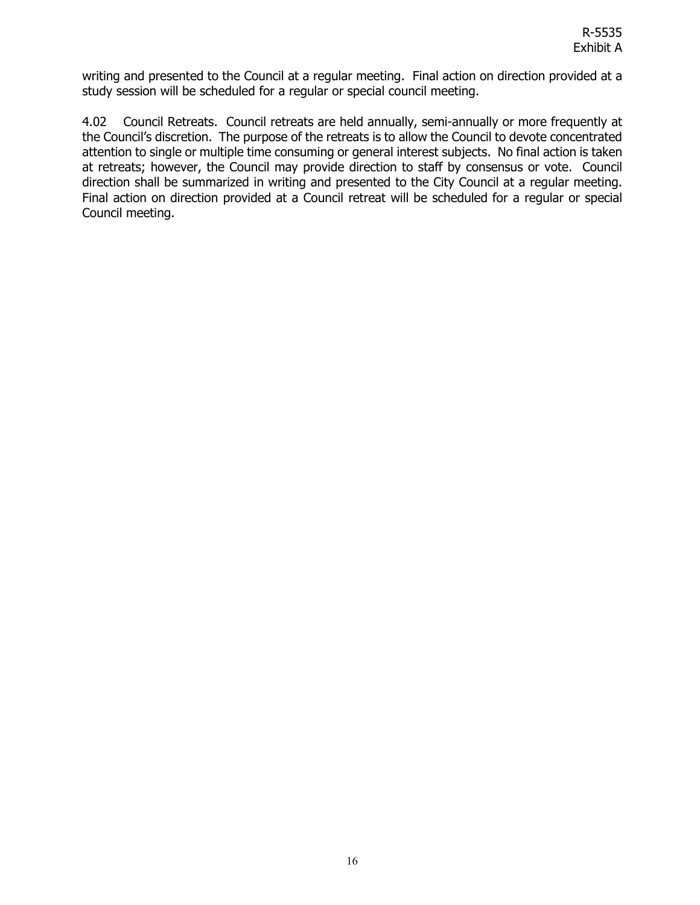writing and presented to the Council at a regular meeting. Final action on direction provided at a study session will be scheduled for a regular or special council meeting.

4.02 Council Retreats. Council retreats are held annually, semi-annually or more frequently at the Council's discretion. The purpose of the retreats is to allow the Council to devote concentrated attention to single or multiple time consuming or general interest subjects. No final action is taken at retreats; however, the Council may provide direction to staff by consensus or vote. Council direction shall be summarized in writing and presented to the City Council at a regular meeting. Final action on direction provided at a Council retreat will be scheduled for a regular or special Council meeting.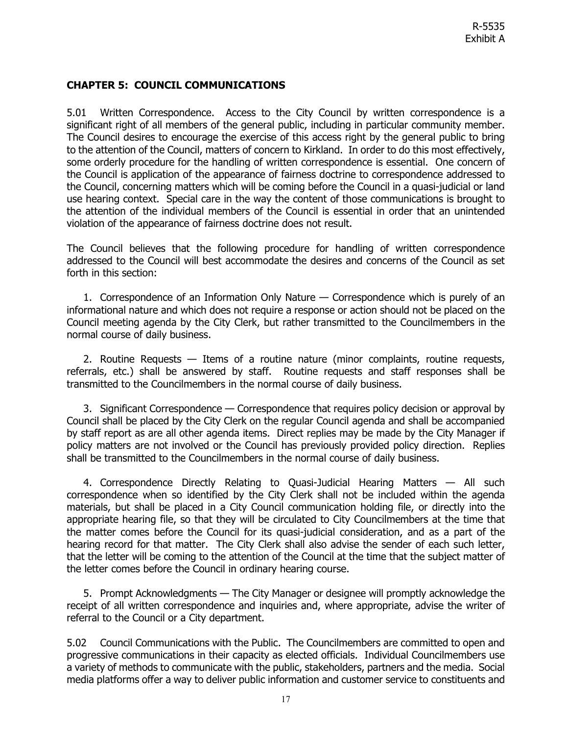R-5535
Exhibit A

## CHAPTER 5: COUNCIL COMMUNICATIONS

5.01 Written Correspondence. Access to the City Council by written correspondence is a significant right of all members of the general public, including in particular community member. The Council desires to encourage the exercise of this access right by the general public to bring to the attention of the Council, matters of concern to Kirkland. In order to do this most effectively, some orderly procedure for the handling of written correspondence is essential. One concern of the Council is application of the appearance of fairness doctrine to correspondence addressed to the Council, concerning matters which will be coming before the Council in a quasi-judicial or land use hearing context. Special care in the way the content of those communications is brought to the attention of the individual members of the Council is essential in order that an unintended violation of the appearance of fairness doctrine does not result.

The Council believes that the following procedure for handling of written correspondence addressed to the Council will best accommodate the desires and concerns of the Council as set forth in this section:

1. Correspondence of an Information Only Nature — Correspondence which is purely of an informational nature and which does not require a response or action should not be placed on the Council meeting agenda by the City Clerk, but rather transmitted to the Councilmembers in the normal course of daily business.

2. Routine Requests — Items of a routine nature (minor complaints, routine requests, referrals, etc.) shall be answered by staff. Routine requests and staff responses shall be transmitted to the Councilmembers in the normal course of daily business.

3. Significant Correspondence — Correspondence that requires policy decision or approval by Council shall be placed by the City Clerk on the regular Council agenda and shall be accompanied by staff report as are all other agenda items. Direct replies may be made by the City Manager if policy matters are not involved or the Council has previously provided policy direction. Replies shall be transmitted to the Councilmembers in the normal course of daily business.

4. Correspondence Directly Relating to Quasi-Judicial Hearing Matters — All such correspondence when so identified by the City Clerk shall not be included within the agenda materials, but shall be placed in a City Council communication holding file, or directly into the appropriate hearing file, so that they will be circulated to City Councilmembers at the time that the matter comes before the Council for its quasi-judicial consideration, and as a part of the hearing record for that matter. The City Clerk shall also advise the sender of each such letter, that the letter will be coming to the attention of the Council at the time that the subject matter of the letter comes before the Council in ordinary hearing course.

5. Prompt Acknowledgments — The City Manager or designee will promptly acknowledge the receipt of all written correspondence and inquiries and, where appropriate, advise the writer of referral to the Council or a City department.

5.02 Council Communications with the Public. The Councilmembers are committed to open and progressive communications in their capacity as elected officials. Individual Councilmembers use a variety of methods to communicate with the public, stakeholders, partners and the media. Social media platforms offer a way to deliver public information and customer service to constituents and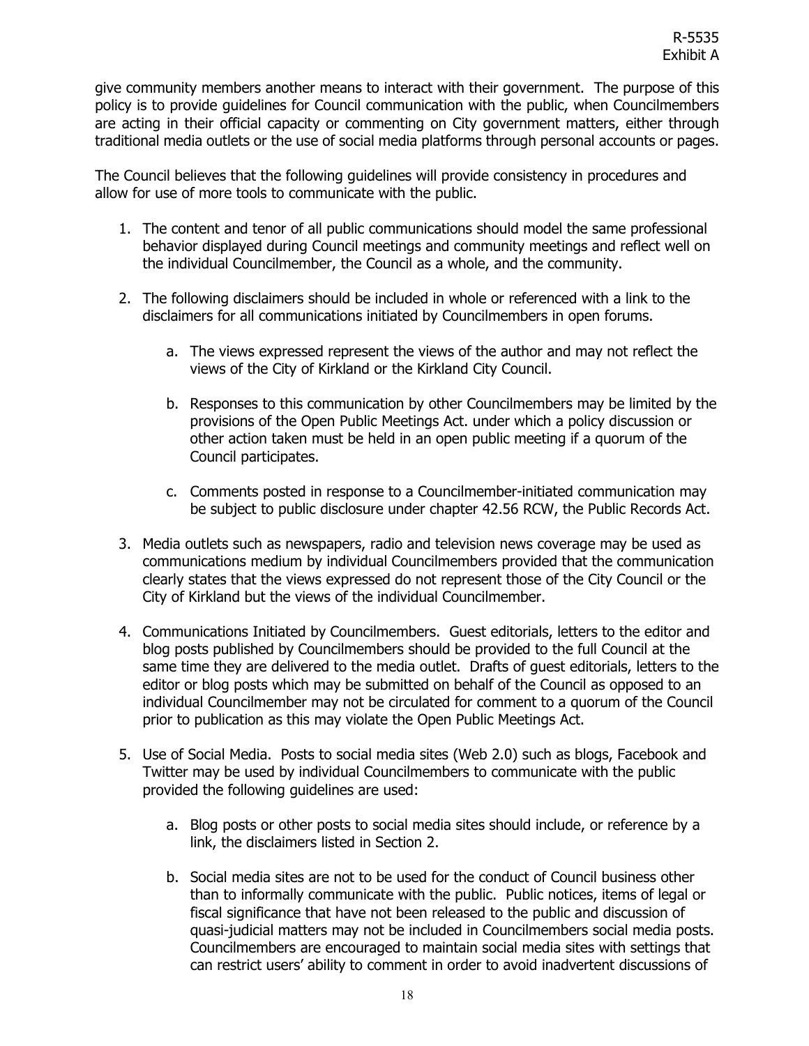give community members another means to interact with their government. The purpose of this policy is to provide guidelines for Council communication with the public, when Councilmembers are acting in their official capacity or commenting on City government matters, either through traditional media outlets or the use of social media platforms through personal accounts or pages.

The Council believes that the following guidelines will provide consistency in procedures and allow for use of more tools to communicate with the public.

1. The content and tenor of all public communications should model the same professional behavior displayed during Council meetings and community meetings and reflect well on the individual Councilmember, the Council as a whole, and the community.

2. The following disclaimers should be included in whole or referenced with a link to the disclaimers for all communications initiated by Councilmembers in open forums.

    a. The views expressed represent the views of the author and may not reflect the views of the City of Kirkland or the Kirkland City Council.

    b. Responses to this communication by other Councilmembers may be limited by the provisions of the Open Public Meetings Act. under which a policy discussion or other action taken must be held in an open public meeting if a quorum of the Council participates.

    c. Comments posted in response to a Councilmember-initiated communication may be subject to public disclosure under chapter 42.56 RCW, the Public Records Act.

3. Media outlets such as newspapers, radio and television news coverage may be used as communications medium by individual Councilmembers provided that the communication clearly states that the views expressed do not represent those of the City Council or the City of Kirkland but the views of the individual Councilmember.

4. Communications Initiated by Councilmembers. Guest editorials, letters to the editor and blog posts published by Councilmembers should be provided to the full Council at the same time they are delivered to the media outlet. Drafts of guest editorials, letters to the editor or blog posts which may be submitted on behalf of the Council as opposed to an individual Councilmember may not be circulated for comment to a quorum of the Council prior to publication as this may violate the Open Public Meetings Act.

5. Use of Social Media. Posts to social media sites (Web 2.0) such as blogs, Facebook and Twitter may be used by individual Councilmembers to communicate with the public provided the following guidelines are used:

    a. Blog posts or other posts to social media sites should include, or reference by a link, the disclaimers listed in Section 2.

    b. Social media sites are not to be used for the conduct of Council business other than to informally communicate with the public. Public notices, items of legal or fiscal significance that have not been released to the public and discussion of quasi-judicial matters may not be included in Councilmembers social media posts. Councilmembers are encouraged to maintain social media sites with settings that can restrict users' ability to comment in order to avoid inadvertent discussions of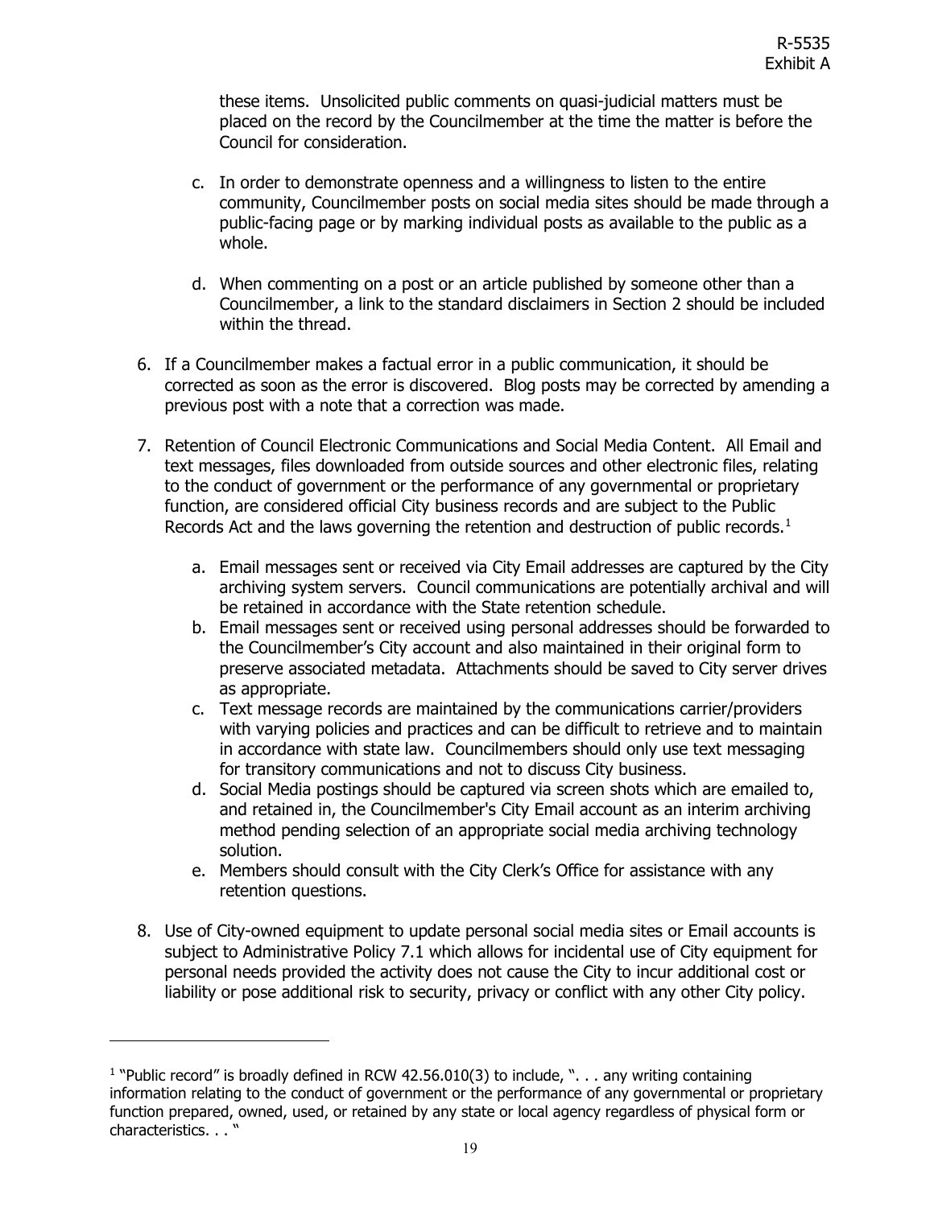these items. Unsolicited public comments on quasi-judicial matters must be placed on the record by the Councilmember at the time the matter is before the Council for consideration.

c. In order to demonstrate openness and a willingness to listen to the entire community, Councilmember posts on social media sites should be made through a public-facing page or by marking individual posts as available to the public as a whole.

d. When commenting on a post or an article published by someone other than a Councilmember, a link to the standard disclaimers in Section 2 should be included within the thread.

6. If a Councilmember makes a factual error in a public communication, it should be corrected as soon as the error is discovered. Blog posts may be corrected by amending a previous post with a note that a correction was made.

7. Retention of Council Electronic Communications and Social Media Content. All Email and text messages, files downloaded from outside sources and other electronic files, relating to the conduct of government or the performance of any governmental or proprietary function, are considered official City business records and are subject to the Public Records Act and the laws governing the retention and destruction of public records.[1]

   a. Email messages sent or received via City Email addresses are captured by the City archiving system servers. Council communications are potentially archival and will be retained in accordance with the State retention schedule.
   b. Email messages sent or received using personal addresses should be forwarded to the Councilmember's City account and also maintained in their original form to preserve associated metadata. Attachments should be saved to City server drives as appropriate.
   c. Text message records are maintained by the communications carrier/providers with varying policies and practices and can be difficult to retrieve and to maintain in accordance with state law. Councilmembers should only use text messaging for transitory communications and not to discuss City business.
   d. Social Media postings should be captured via screen shots which are emailed to, and retained in, the Councilmember's City Email account as an interim archiving method pending selection of an appropriate social media archiving technology solution.
   e. Members should consult with the City Clerk's Office for assistance with any retention questions.

8. Use of City-owned equipment to update personal social media sites or Email accounts is subject to Administrative Policy 7.1 which allows for incidental use of City equipment for personal needs provided the activity does not cause the City to incur additional cost or liability or pose additional risk to security, privacy or conflict with any other City policy.

---

[1] "Public record" is broadly defined in RCW 42.56.010(3) to include, ". . . any writing containing information relating to the conduct of government or the performance of any governmental or proprietary function prepared, owned, used, or retained by any state or local agency regardless of physical form or characteristics. . . "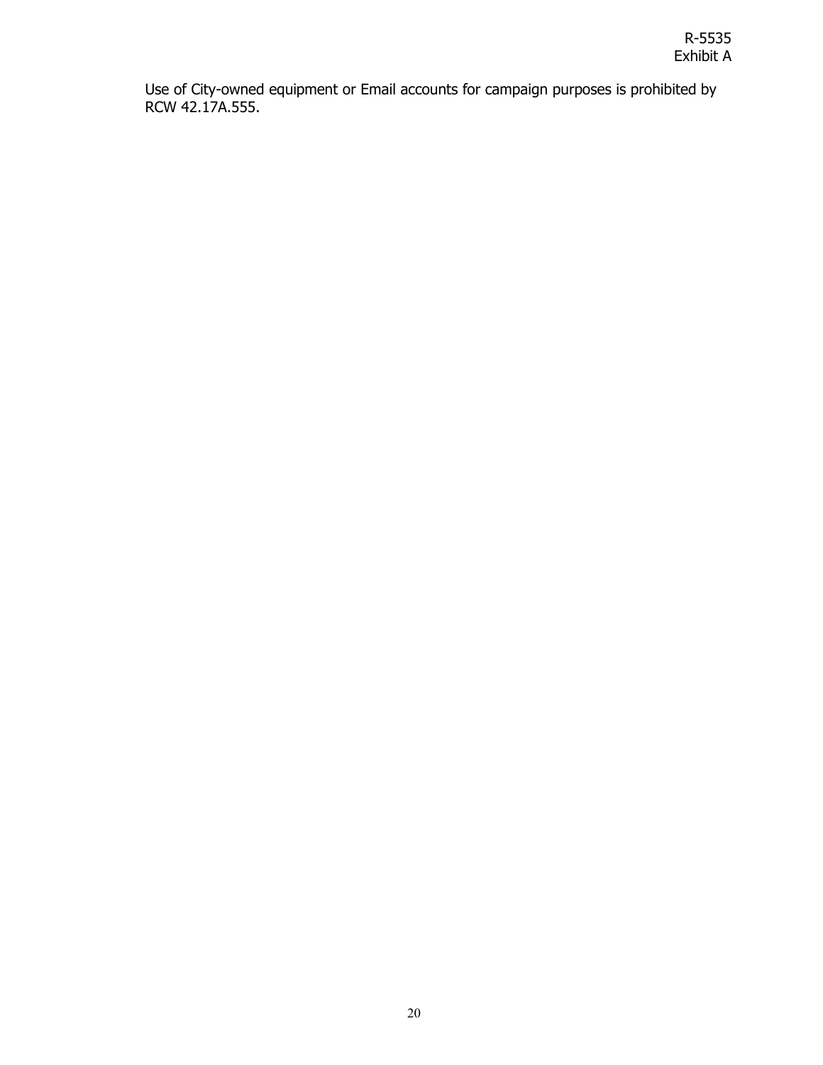Use of City-owned equipment or Email accounts for campaign purposes is prohibited by RCW 42.17A.555.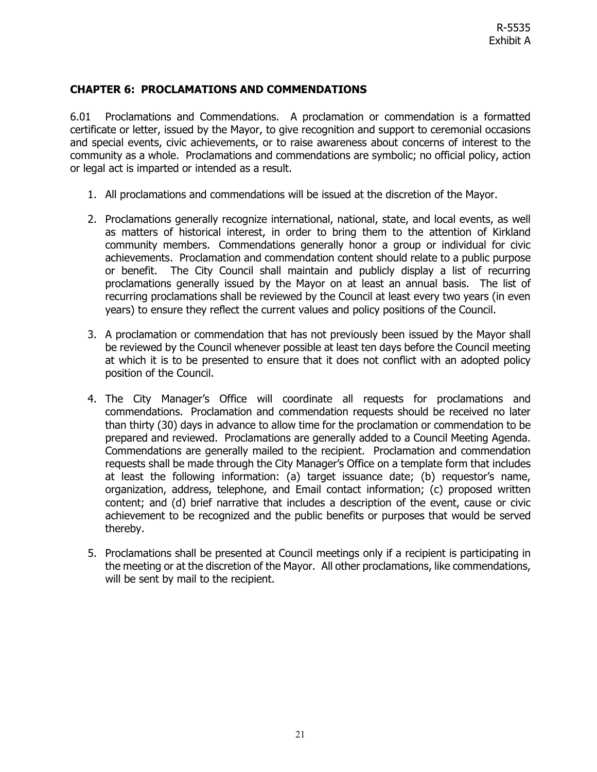R-5535
Exhibit A

## CHAPTER 6: PROCLAMATIONS AND COMMENDATIONS

6.01 Proclamations and Commendations. A proclamation or commendation is a formatted certificate or letter, issued by the Mayor, to give recognition and support to ceremonial occasions and special events, civic achievements, or to raise awareness about concerns of interest to the community as a whole. Proclamations and commendations are symbolic; no official policy, action or legal act is imparted or intended as a result.

1. All proclamations and commendations will be issued at the discretion of the Mayor.

2. Proclamations generally recognize international, national, state, and local events, as well as matters of historical interest, in order to bring them to the attention of Kirkland community members. Commendations generally honor a group or individual for civic achievements. Proclamation and commendation content should relate to a public purpose or benefit. The City Council shall maintain and publicly display a list of recurring proclamations generally issued by the Mayor on at least an annual basis. The list of recurring proclamations shall be reviewed by the Council at least every two years (in even years) to ensure they reflect the current values and policy positions of the Council.

3. A proclamation or commendation that has not previously been issued by the Mayor shall be reviewed by the Council whenever possible at least ten days before the Council meeting at which it is to be presented to ensure that it does not conflict with an adopted policy position of the Council.

4. The City Manager's Office will coordinate all requests for proclamations and commendations. Proclamation and commendation requests should be received no later than thirty (30) days in advance to allow time for the proclamation or commendation to be prepared and reviewed. Proclamations are generally added to a Council Meeting Agenda. Commendations are generally mailed to the recipient. Proclamation and commendation requests shall be made through the City Manager's Office on a template form that includes at least the following information: (a) target issuance date; (b) requestor's name, organization, address, telephone, and Email contact information; (c) proposed written content; and (d) brief narrative that includes a description of the event, cause or civic achievement to be recognized and the public benefits or purposes that would be served thereby.

5. Proclamations shall be presented at Council meetings only if a recipient is participating in the meeting or at the discretion of the Mayor. All other proclamations, like commendations, will be sent by mail to the recipient.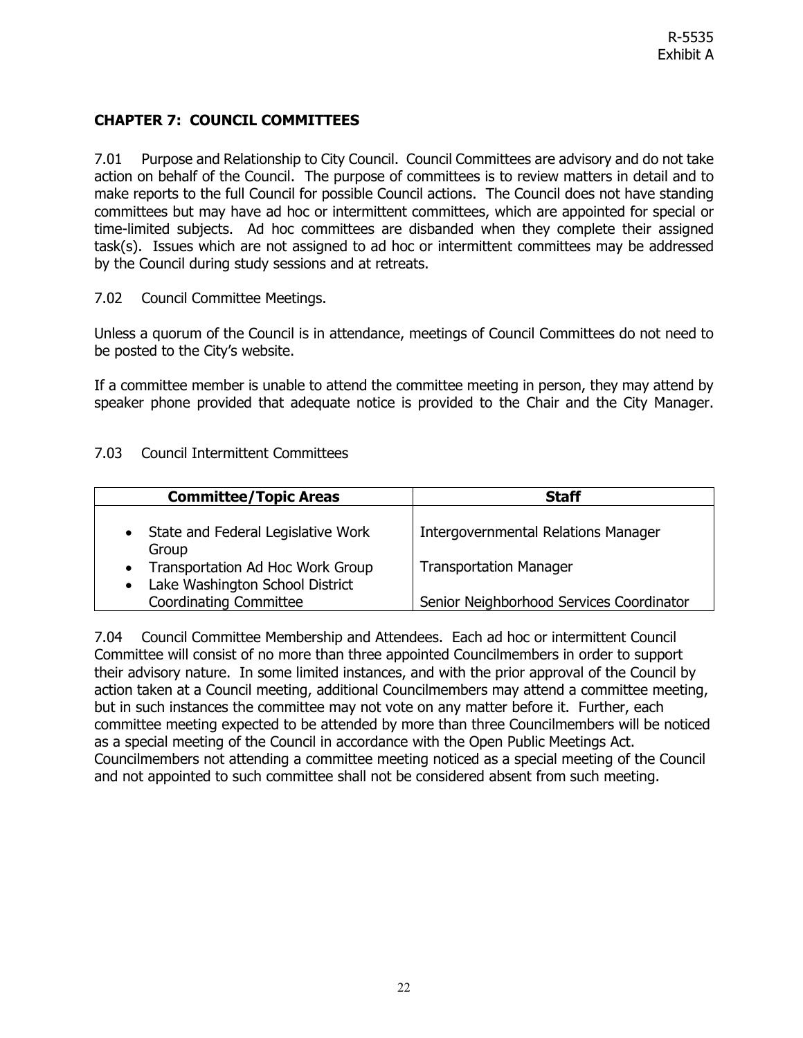R-5535
Exhibit A

## CHAPTER 7: COUNCIL COMMITTEES

7.01 Purpose and Relationship to City Council. Council Committees are advisory and do not take action on behalf of the Council. The purpose of committees is to review matters in detail and to make reports to the full Council for possible Council actions. The Council does not have standing committees but may have ad hoc or intermittent committees, which are appointed for special or time-limited subjects. Ad hoc committees are disbanded when they complete their assigned task(s). Issues which are not assigned to ad hoc or intermittent committees may be addressed by the Council during study sessions and at retreats.

7.02 Council Committee Meetings.

Unless a quorum of the Council is in attendance, meetings of Council Committees do not need to be posted to the City's website.

If a committee member is unable to attend the committee meeting in person, they may attend by speaker phone provided that adequate notice is provided to the Chair and the City Manager.

7.03 Council Intermittent Committees

| Committee/Topic Areas | Staff |
|---|---|
| • State and Federal Legislative Work Group | Intergovernmental Relations Manager |
| • Transportation Ad Hoc Work Group | Transportation Manager |
| • Lake Washington School District Coordinating Committee | Senior Neighborhood Services Coordinator |

7.04 Council Committee Membership and Attendees. Each ad hoc or intermittent Council Committee will consist of no more than three appointed Councilmembers in order to support their advisory nature. In some limited instances, and with the prior approval of the Council by action taken at a Council meeting, additional Councilmembers may attend a committee meeting, but in such instances the committee may not vote on any matter before it. Further, each committee meeting expected to be attended by more than three Councilmembers will be noticed as a special meeting of the Council in accordance with the Open Public Meetings Act. Councilmembers not attending a committee meeting noticed as a special meeting of the Council and not appointed to such committee shall not be considered absent from such meeting.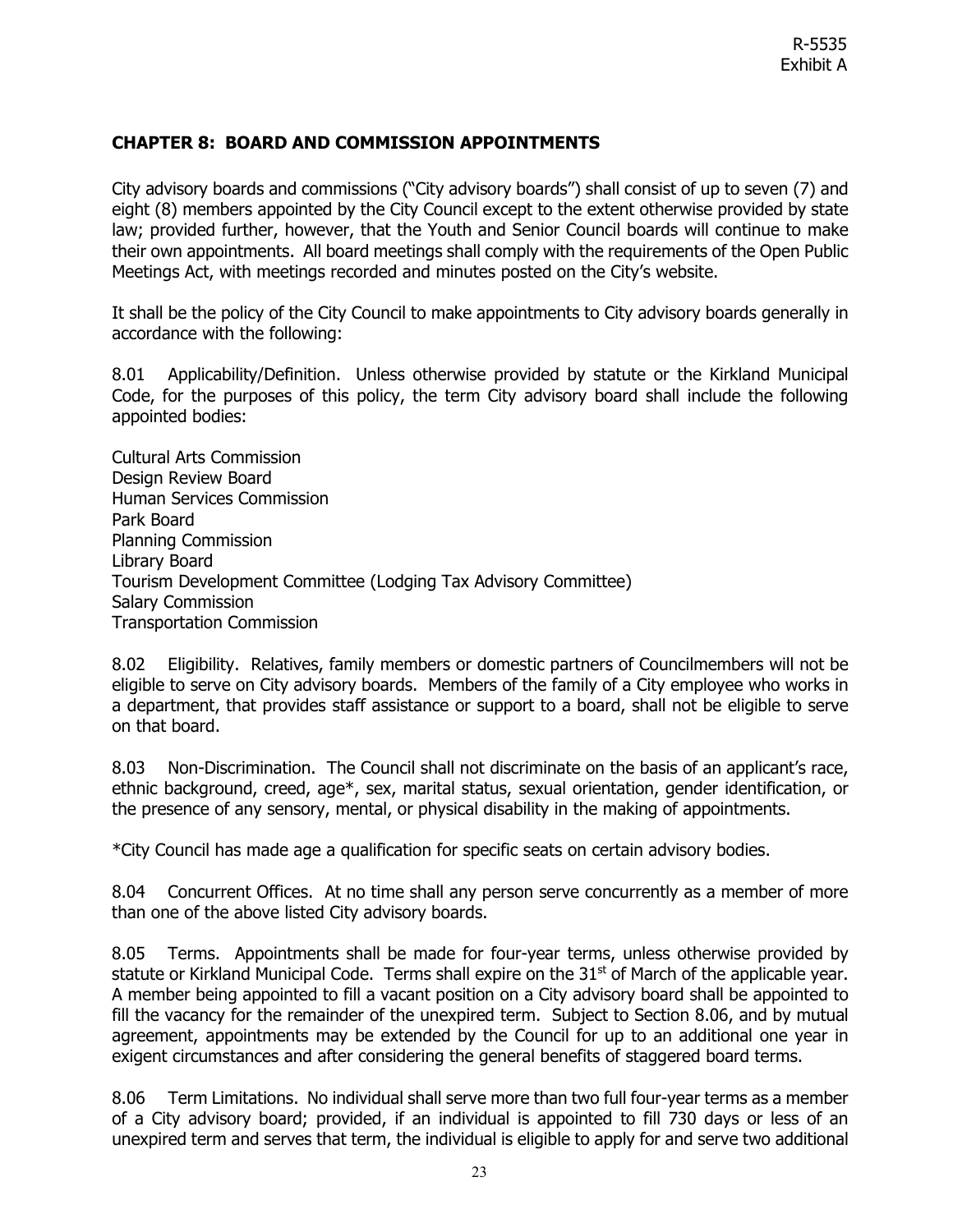R-5535
Exhibit A

## CHAPTER 8: BOARD AND COMMISSION APPOINTMENTS

City advisory boards and commissions ("City advisory boards") shall consist of up to seven (7) and eight (8) members appointed by the City Council except to the extent otherwise provided by state law; provided further, however, that the Youth and Senior Council boards will continue to make their own appointments. All board meetings shall comply with the requirements of the Open Public Meetings Act, with meetings recorded and minutes posted on the City's website.

It shall be the policy of the City Council to make appointments to City advisory boards generally in accordance with the following:

8.01 Applicability/Definition. Unless otherwise provided by statute or the Kirkland Municipal Code, for the purposes of this policy, the term City advisory board shall include the following appointed bodies:

Cultural Arts Commission
Design Review Board
Human Services Commission
Park Board
Planning Commission
Library Board
Tourism Development Committee (Lodging Tax Advisory Committee)
Salary Commission
Transportation Commission

8.02 Eligibility. Relatives, family members or domestic partners of Councilmembers will not be eligible to serve on City advisory boards. Members of the family of a City employee who works in a department, that provides staff assistance or support to a board, shall not be eligible to serve on that board.

8.03 Non-Discrimination. The Council shall not discriminate on the basis of an applicant's race, ethnic background, creed, age*, sex, marital status, sexual orientation, gender identification, or the presence of any sensory, mental, or physical disability in the making of appointments.

*City Council has made age a qualification for specific seats on certain advisory bodies.

8.04 Concurrent Offices. At no time shall any person serve concurrently as a member of more than one of the above listed City advisory boards.

8.05 Terms. Appointments shall be made for four-year terms, unless otherwise provided by statute or Kirkland Municipal Code. Terms shall expire on the 31st of March of the applicable year. A member being appointed to fill a vacant position on a City advisory board shall be appointed to fill the vacancy for the remainder of the unexpired term. Subject to Section 8.06, and by mutual agreement, appointments may be extended by the Council for up to an additional one year in exigent circumstances and after considering the general benefits of staggered board terms.

8.06 Term Limitations. No individual shall serve more than two full four-year terms as a member of a City advisory board; provided, if an individual is appointed to fill 730 days or less of an unexpired term and serves that term, the individual is eligible to apply for and serve two additional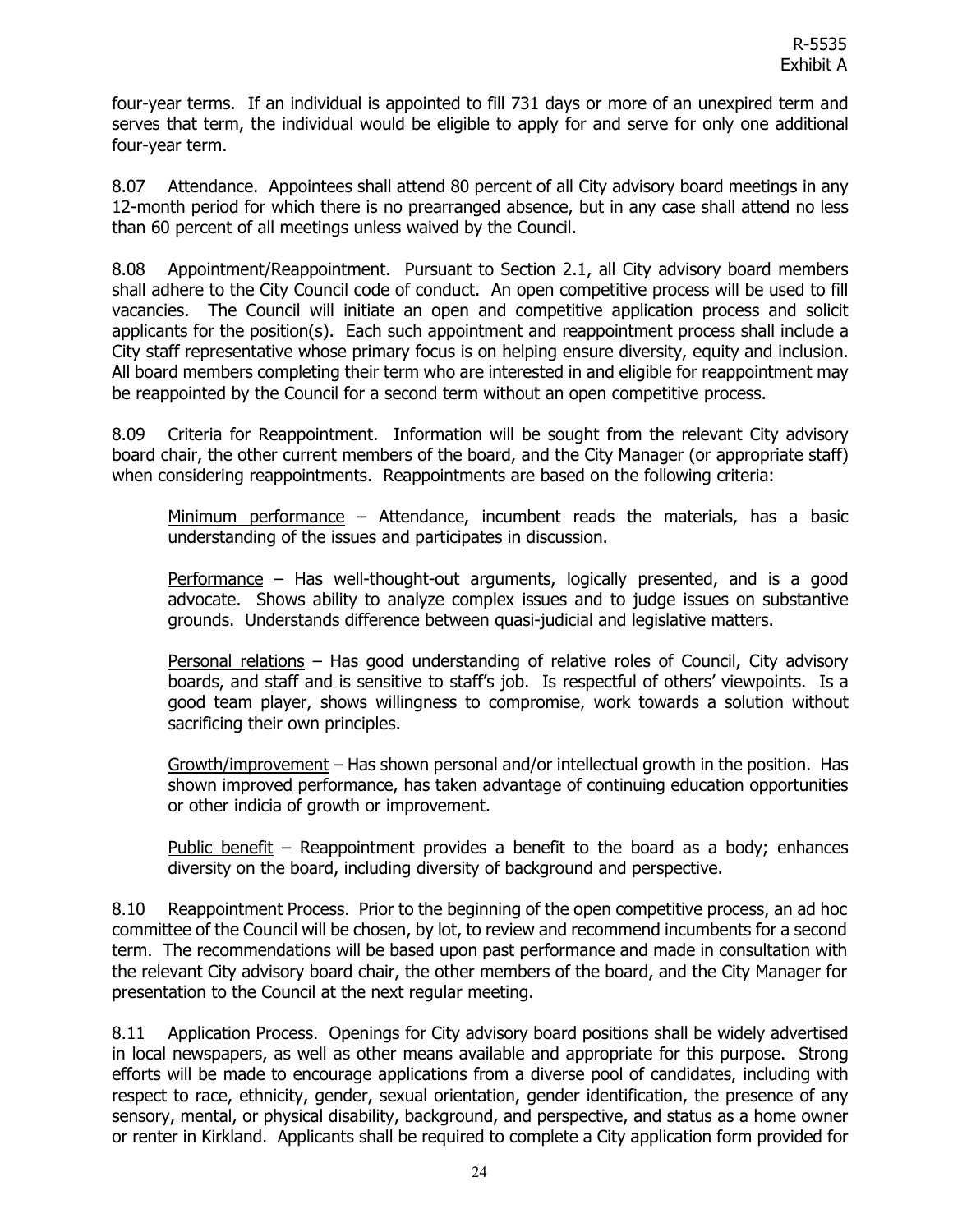four-year terms. If an individual is appointed to fill 731 days or more of an unexpired term and serves that term, the individual would be eligible to apply for and serve for only one additional four-year term.

8.07 Attendance. Appointees shall attend 80 percent of all City advisory board meetings in any 12-month period for which there is no prearranged absence, but in any case shall attend no less than 60 percent of all meetings unless waived by the Council.

8.08 Appointment/Reappointment. Pursuant to Section 2.1, all City advisory board members shall adhere to the City Council code of conduct. An open competitive process will be used to fill vacancies. The Council will initiate an open and competitive application process and solicit applicants for the position(s). Each such appointment and reappointment process shall include a City staff representative whose primary focus is on helping ensure diversity, equity and inclusion. All board members completing their term who are interested in and eligible for reappointment may be reappointed by the Council for a second term without an open competitive process.

8.09 Criteria for Reappointment. Information will be sought from the relevant City advisory board chair, the other current members of the board, and the City Manager (or appropriate staff) when considering reappointments. Reappointments are based on the following criteria:

Minimum performance – Attendance, incumbent reads the materials, has a basic understanding of the issues and participates in discussion.

Performance – Has well-thought-out arguments, logically presented, and is a good advocate. Shows ability to analyze complex issues and to judge issues on substantive grounds. Understands difference between quasi-judicial and legislative matters.

Personal relations – Has good understanding of relative roles of Council, City advisory boards, and staff and is sensitive to staff's job. Is respectful of others' viewpoints. Is a good team player, shows willingness to compromise, work towards a solution without sacrificing their own principles.

Growth/improvement – Has shown personal and/or intellectual growth in the position. Has shown improved performance, has taken advantage of continuing education opportunities or other indicia of growth or improvement.

Public benefit – Reappointment provides a benefit to the board as a body; enhances diversity on the board, including diversity of background and perspective.

8.10 Reappointment Process. Prior to the beginning of the open competitive process, an ad hoc committee of the Council will be chosen, by lot, to review and recommend incumbents for a second term. The recommendations will be based upon past performance and made in consultation with the relevant City advisory board chair, the other members of the board, and the City Manager for presentation to the Council at the next regular meeting.

8.11 Application Process. Openings for City advisory board positions shall be widely advertised in local newspapers, as well as other means available and appropriate for this purpose. Strong efforts will be made to encourage applications from a diverse pool of candidates, including with respect to race, ethnicity, gender, sexual orientation, gender identification, the presence of any sensory, mental, or physical disability, background, and perspective, and status as a home owner or renter in Kirkland. Applicants shall be required to complete a City application form provided for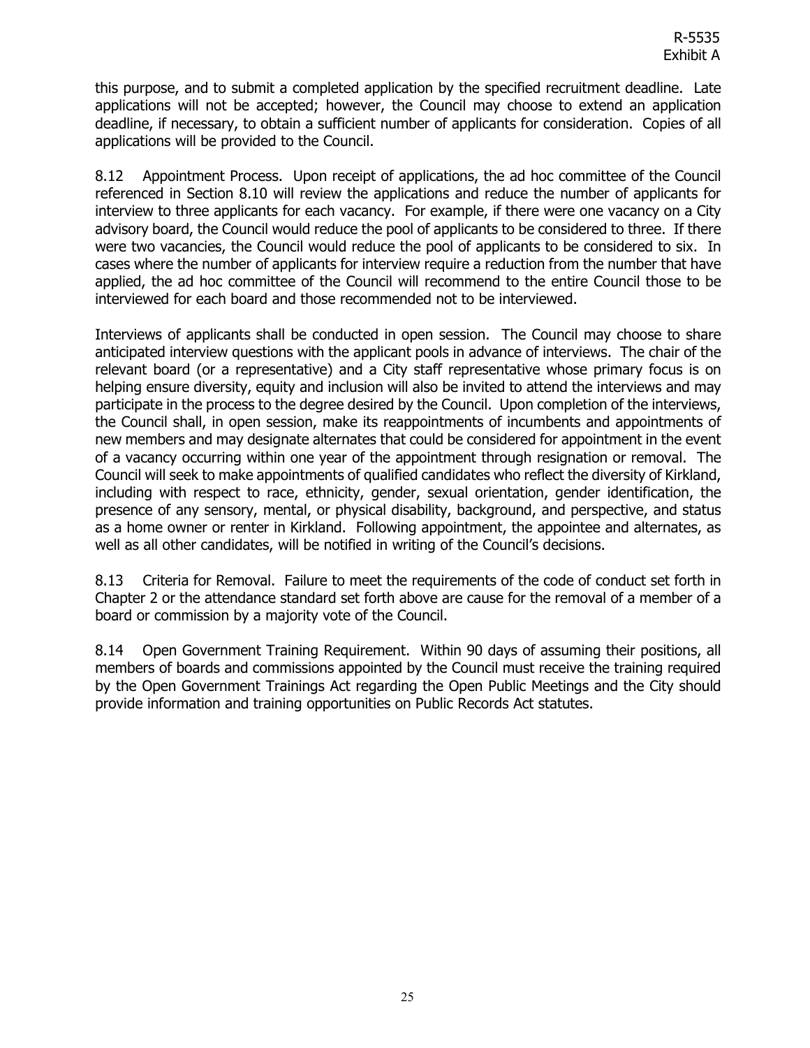this purpose, and to submit a completed application by the specified recruitment deadline. Late applications will not be accepted; however, the Council may choose to extend an application deadline, if necessary, to obtain a sufficient number of applicants for consideration. Copies of all applications will be provided to the Council.

8.12 Appointment Process. Upon receipt of applications, the ad hoc committee of the Council referenced in Section 8.10 will review the applications and reduce the number of applicants for interview to three applicants for each vacancy. For example, if there were one vacancy on a City advisory board, the Council would reduce the pool of applicants to be considered to three. If there were two vacancies, the Council would reduce the pool of applicants to be considered to six. In cases where the number of applicants for interview require a reduction from the number that have applied, the ad hoc committee of the Council will recommend to the entire Council those to be interviewed for each board and those recommended not to be interviewed.

Interviews of applicants shall be conducted in open session. The Council may choose to share anticipated interview questions with the applicant pools in advance of interviews. The chair of the relevant board (or a representative) and a City staff representative whose primary focus is on helping ensure diversity, equity and inclusion will also be invited to attend the interviews and may participate in the process to the degree desired by the Council. Upon completion of the interviews, the Council shall, in open session, make its reappointments of incumbents and appointments of new members and may designate alternates that could be considered for appointment in the event of a vacancy occurring within one year of the appointment through resignation or removal. The Council will seek to make appointments of qualified candidates who reflect the diversity of Kirkland, including with respect to race, ethnicity, gender, sexual orientation, gender identification, the presence of any sensory, mental, or physical disability, background, and perspective, and status as a home owner or renter in Kirkland. Following appointment, the appointee and alternates, as well as all other candidates, will be notified in writing of the Council's decisions.

8.13 Criteria for Removal. Failure to meet the requirements of the code of conduct set forth in Chapter 2 or the attendance standard set forth above are cause for the removal of a member of a board or commission by a majority vote of the Council.

8.14 Open Government Training Requirement. Within 90 days of assuming their positions, all members of boards and commissions appointed by the Council must receive the training required by the Open Government Trainings Act regarding the Open Public Meetings and the City should provide information and training opportunities on Public Records Act statutes.